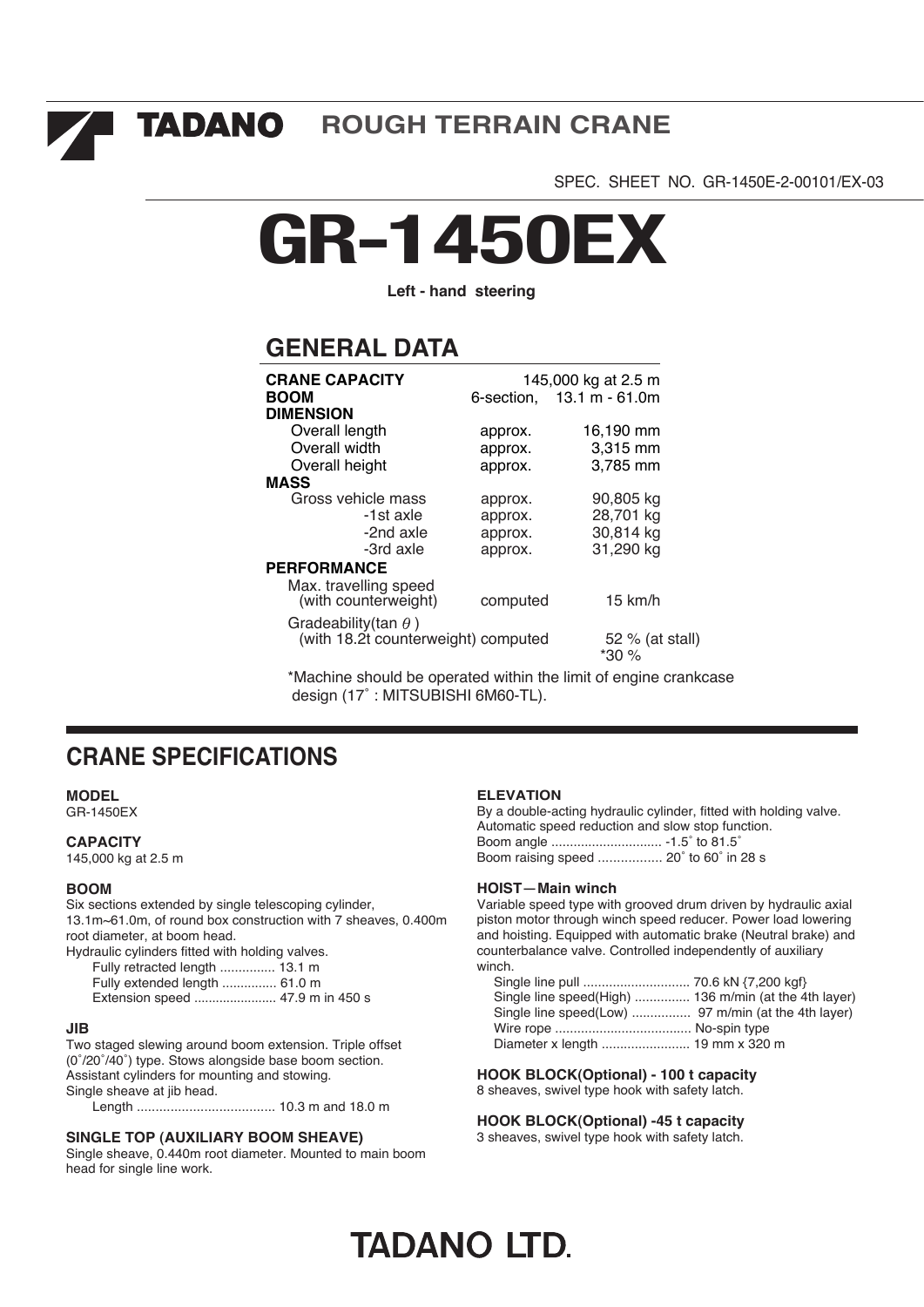# TADANO ROUGH TERRAIN CRANE

SPEC. SHEET NO. GR-1450E-2-00101/EX-03

# GR-1450EX

**Left - hand steering**

## GENERAL DATA

| | | |
|---|---|---|
| **CRANE CAPACITY** | | 145,000 kg at 2.5 m |
| **BOOM** | 6-section, | 13.1 m - 61.0m |
| **DIMENSION** | | |
| Overall length | approx. | 16,190 mm |
| Overall width | approx. | 3,315 mm |
| Overall height | approx. | 3,785 mm |
| **MASS** | | |
| Gross vehicle mass | approx. | 90,805 kg |
| -1st axle | approx. | 28,701 kg |
| -2nd axle | approx. | 30,814 kg |
| -3rd axle | approx. | 31,290 kg |
| **PERFORMANCE** | | |
| Max. travelling speed (with counterweight) | computed | 15 km/h |
| Gradeability(tan $\theta$) (with 18.2t counterweight) | computed | 52 % (at stall) *30 % |

*Machine should be operated within the limit of engine crankcase design (17˚ : MITSUBISHI 6M60-TL).

## CRANE SPECIFICATIONS

**MODEL**
GR-1450EX

**CAPACITY**
145,000 kg at 2.5 m

**BOOM**
Six sections extended by single telescoping cylinder, 13.1m~61.0m, of round box construction with 7 sheaves, 0.400m root diameter, at boom head.
Hydraulic cylinders fitted with holding valves.

- Fully retracted length ............... 13.1 m
- Fully extended length ............... 61.0 m
- Extension speed ....................... 47.9 m in 450 s

**JIB**
Two staged slewing around boom extension. Triple offset (0˚/20˚/40˚) type. Stows alongside base boom section. Assistant cylinders for mounting and stowing.
Single sheave at jib head.

- Length ..................................... 10.3 m and 18.0 m

**SINGLE TOP (AUXILIARY BOOM SHEAVE)**
Single sheave, 0.440m root diameter. Mounted to main boom head for single line work.

**ELEVATION**
By a double-acting hydraulic cylinder, fitted with holding valve. Automatic speed reduction and slow stop function.

- Boom angle .............................. -1.5˚ to 81.5˚
- Boom raising speed ................. 20˚ to 60˚ in 28 s

**HOIST—Main winch**
Variable speed type with grooved drum driven by hydraulic axial piston motor through winch speed reducer. Power load lowering and hoisting. Equipped with automatic brake (Neutral brake) and counterbalance valve. Controlled independently of auxiliary winch.

- Single line pull ............................ 70.6 kN {7,200 kgf}
- Single line speed(High) ............... 136 m/min (at the 4th layer)
- Single line speed(Low) ................ 97 m/min (at the 4th layer)
- Wire rope ..................................... No-spin type
- Diameter x length ........................ 19 mm x 320 m

**HOOK BLOCK(Optional) - 100 t capacity**
8 sheaves, swivel type hook with safety latch.

**HOOK BLOCK(Optional) -45 t capacity**
3 sheaves, swivel type hook with safety latch.

TADANO LTD.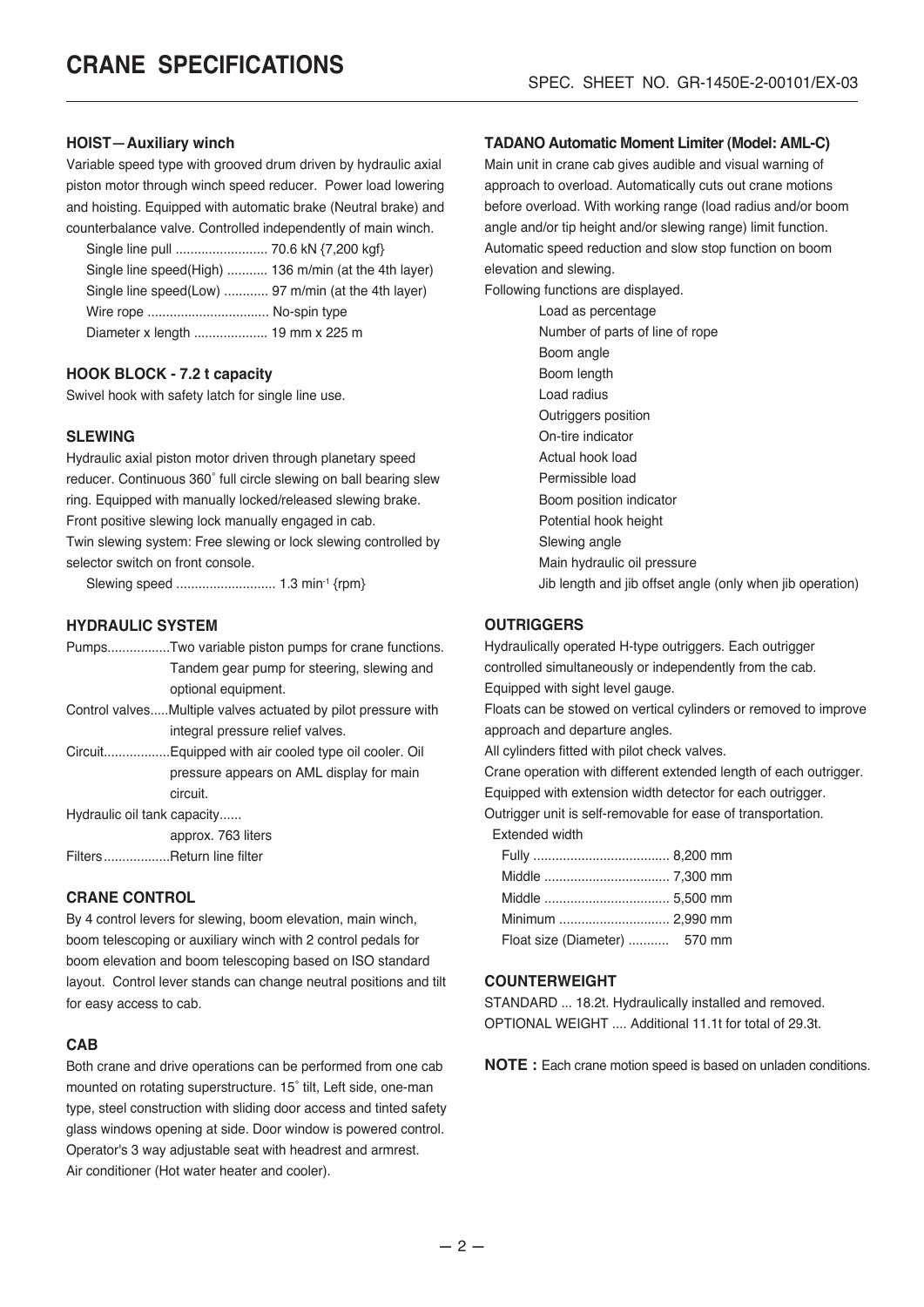# CRANE SPECIFICATIONS

SPEC. SHEET NO. GR-1450E-2-00101/EX-03

### HOIST—Auxiliary winch

Variable speed type with grooved drum driven by hydraulic axial piston motor through winch speed reducer. Power load lowering and hoisting. Equipped with automatic brake (Neutral brake) and counterbalance valve. Controlled independently of main winch.

Single line pull ......................... 70.6 kN {7,200 kgf}
Single line speed(High) ........... 136 m/min (at the 4th layer)
Single line speed(Low) ............ 97 m/min (at the 4th layer)
Wire rope ................................. No-spin type
Diameter x length .................... 19 mm x 225 m

### HOOK BLOCK - 7.2 t capacity

Swivel hook with safety latch for single line use.

### SLEWING

Hydraulic axial piston motor driven through planetary speed reducer. Continuous 360˚ full circle slewing on ball bearing slew ring. Equipped with manually locked/released slewing brake. Front positive slewing lock manually engaged in cab.
Twin slewing system: Free slewing or lock slewing controlled by selector switch on front console.

Slewing speed ........................... 1.3 $min^{-1}$ {rpm}

### HYDRAULIC SYSTEM

Pumps.................Two variable piston pumps for crane functions. Tandem gear pump for steering, slewing and optional equipment.
Control valves.....Multiple valves actuated by pilot pressure with integral pressure relief valves.
Circuit..................Equipped with air cooled type oil cooler. Oil pressure appears on AML display for main circuit.
Hydraulic oil tank capacity...... approx. 763 liters
Filters..................Return line filter

### CRANE CONTROL

By 4 control levers for slewing, boom elevation, main winch, boom telescoping or auxiliary winch with 2 control pedals for boom elevation and boom telescoping based on ISO standard layout. Control lever stands can change neutral positions and tilt for easy access to cab.

### CAB

Both crane and drive operations can be performed from one cab mounted on rotating superstructure. 15˚ tilt, Left side, one-man type, steel construction with sliding door access and tinted safety glass windows opening at side. Door window is powered control. Operator's 3 way adjustable seat with headrest and armrest.
Air conditioner (Hot water heater and cooler).

### TADANO Automatic Moment Limiter (Model: AML-C)

Main unit in crane cab gives audible and visual warning of approach to overload. Automatically cuts out crane motions before overload. With working range (load radius and/or boom angle and/or tip height and/or slewing range) limit function. Automatic speed reduction and slow stop function on boom elevation and slewing.
Following functions are displayed.

- Load as percentage
- Number of parts of line of rope
- Boom angle
- Boom length
- Load radius
- Outriggers position
- On-tire indicator
- Actual hook load
- Permissible load
- Boom position indicator
- Potential hook height
- Slewing angle
- Main hydraulic oil pressure
- Jib length and jib offset angle (only when jib operation)

### OUTRIGGERS

Hydraulically operated H-type outriggers. Each outrigger controlled simultaneously or independently from the cab.
Equipped with sight level gauge.
Floats can be stowed on vertical cylinders or removed to improve approach and departure angles.
All cylinders fitted with pilot check valves.
Crane operation with different extended length of each outrigger.
Equipped with extension width detector for each outrigger.
Outrigger unit is self-removable for ease of transportation.

Extended width
Fully ..................................... 8,200 mm
Middle .................................. 7,300 mm
Middle .................................. 5,500 mm
Minimum .............................. 2,990 mm
Float size (Diameter) ........... 570 mm

### COUNTERWEIGHT

STANDARD ... 18.2t. Hydraulically installed and removed.
OPTIONAL WEIGHT .... Additional 11.1t for total of 29.3t.

**NOTE :** Each crane motion speed is based on unladen conditions.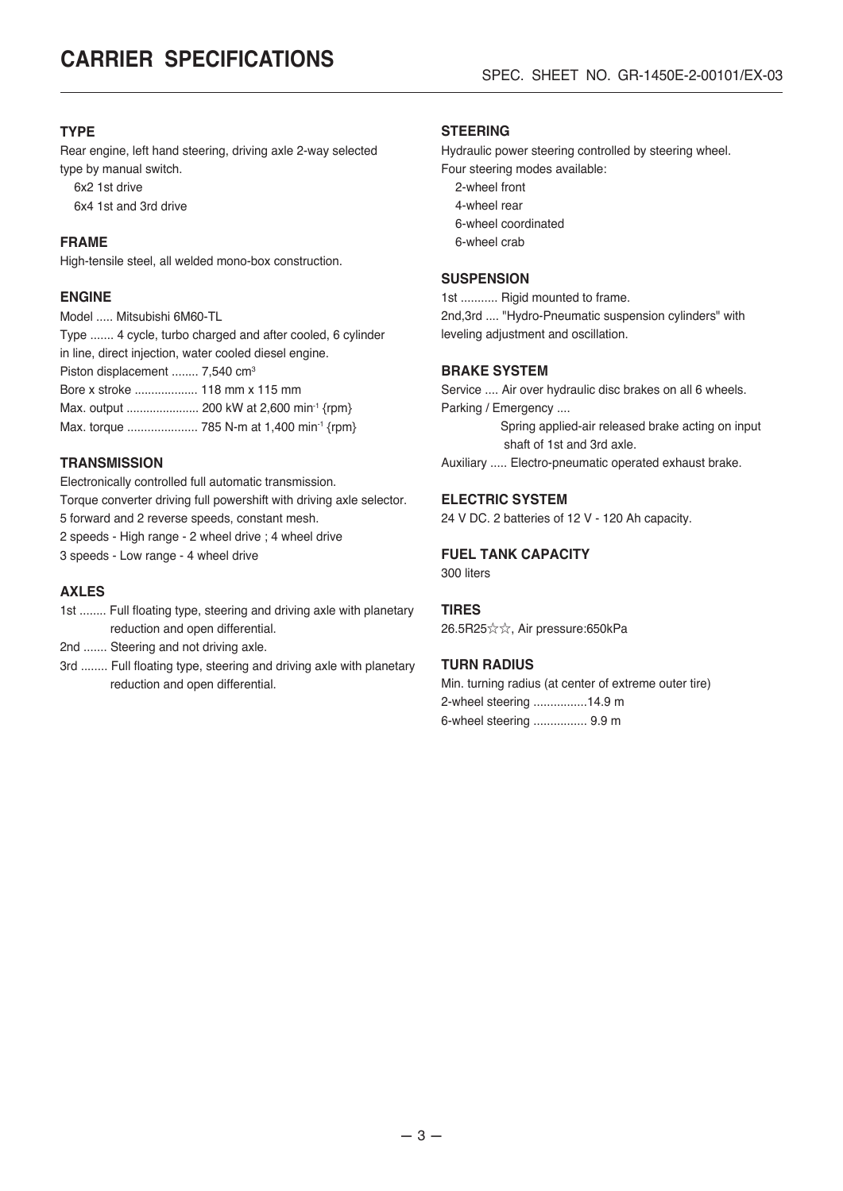# CARRIER SPECIFICATIONS

SPEC. SHEET NO. GR-1450E-2-00101/EX-03

### TYPE

Rear engine, left hand steering, driving axle 2-way selected type by manual switch.

6x2 1st drive
6x4 1st and 3rd drive

### FRAME

High-tensile steel, all welded mono-box construction.

### ENGINE

Model ..... Mitsubishi 6M60-TL
Type ....... 4 cycle, turbo charged and after cooled, 6 cylinder in line, direct injection, water cooled diesel engine.
Piston displacement ........ 7,540 $cm^3$
Bore x stroke ................... 118 mm x 115 mm
Max. output ...................... 200 kW at 2,600 $min^{-1}$ {rpm}
Max. torque ..................... 785 N-m at 1,400 $min^{-1}$ {rpm}

### TRANSMISSION

Electronically controlled full automatic transmission.
Torque converter driving full powershift with driving axle selector.
5 forward and 2 reverse speeds, constant mesh.
2 speeds - High range - 2 wheel drive ; 4 wheel drive
3 speeds - Low range - 4 wheel drive

### AXLES

1st ........ Full floating type, steering and driving axle with planetary reduction and open differential.
2nd ....... Steering and not driving axle.
3rd ........ Full floating type, steering and driving axle with planetary reduction and open differential.

### STEERING

Hydraulic power steering controlled by steering wheel.
Four steering modes available:

2-wheel front
4-wheel rear
6-wheel coordinated
6-wheel crab

### SUSPENSION

1st ........... Rigid mounted to frame.
2nd,3rd .... "Hydro-Pneumatic suspension cylinders" with leveling adjustment and oscillation.

### BRAKE SYSTEM

Service .... Air over hydraulic disc brakes on all 6 wheels.
Parking / Emergency ....
Spring applied-air released brake acting on input shaft of 1st and 3rd axle.
Auxiliary ..... Electro-pneumatic operated exhaust brake.

### ELECTRIC SYSTEM

24 V DC. 2 batteries of 12 V - 120 Ah capacity.

### FUEL TANK CAPACITY

300 liters

### TIRES

26.5R25☆☆, Air pressure:650kPa

### TURN RADIUS

Min. turning radius (at center of extreme outer tire)
2-wheel steering ................14.9 m
6-wheel steering ................ 9.9 m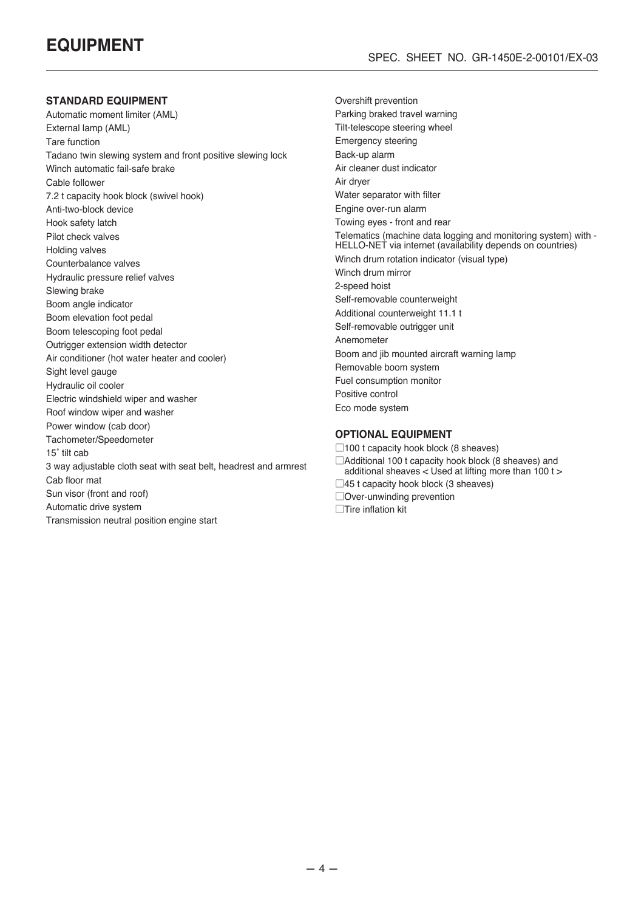# EQUIPMENT

SPEC. SHEET NO. GR-1450E-2-00101/EX-03

### STANDARD EQUIPMENT

Automatic moment limiter (AML)
External lamp (AML)
Tare function
Tadano twin slewing system and front positive slewing lock
Winch automatic fail-safe brake
Cable follower
7.2 t capacity hook block (swivel hook)
Anti-two-block device
Hook safety latch
Pilot check valves
Holding valves
Counterbalance valves
Hydraulic pressure relief valves
Slewing brake
Boom angle indicator
Boom elevation foot pedal
Boom telescoping foot pedal
Outrigger extension width detector
Air conditioner (hot water heater and cooler)
Sight level gauge
Hydraulic oil cooler
Electric windshield wiper and washer
Roof window wiper and washer
Power window (cab door)
Tachometer/Speedometer
15˚ tilt cab
3 way adjustable cloth seat with seat belt, headrest and armrest
Cab floor mat
Sun visor (front and roof)
Automatic drive system
Transmission neutral position engine start
Overshift prevention
Parking braked travel warning
Tilt-telescope steering wheel
Emergency steering
Back-up alarm
Air cleaner dust indicator
Air dryer
Water separator with filter
Engine over-run alarm
Towing eyes - front and rear
Telematics (machine data logging and monitoring system) with - HELLO-NET via internet (availability depends on countries)
Winch drum rotation indicator (visual type)
Winch drum mirror
2-speed hoist
Self-removable counterweight
Additional counterweight 11.1 t
Self-removable outrigger unit
Anemometer
Boom and jib mounted aircraft warning lamp
Removable boom system
Fuel consumption monitor
Positive control
Eco mode system

### OPTIONAL EQUIPMENT

☐100 t capacity hook block (8 sheaves)
☐Additional 100 t capacity hook block (8 sheaves) and additional sheaves < Used at lifting more than 100 t >
☐45 t capacity hook block (3 sheaves)
☐Over-unwinding prevention
☐Tire inflation kit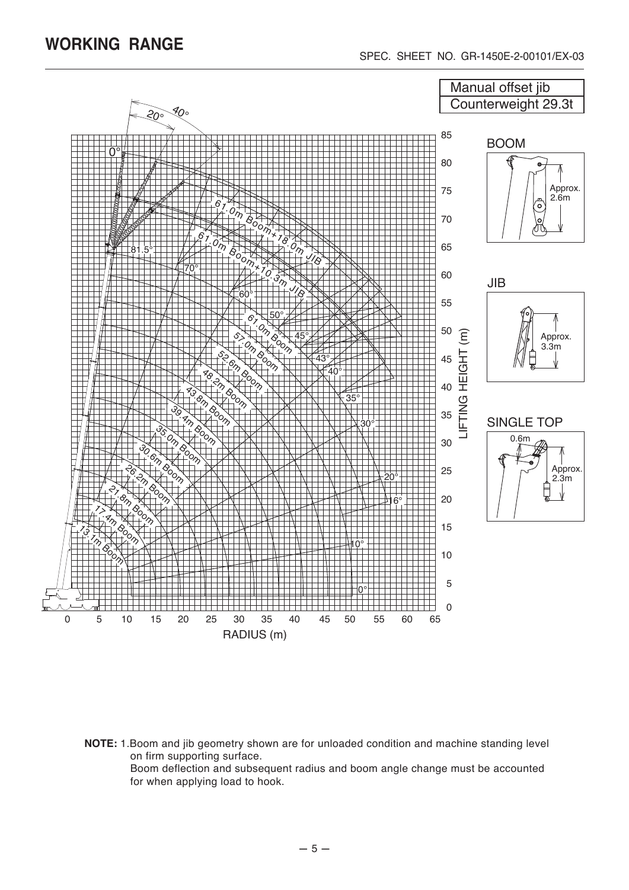## WORKING RANGE

SPEC. SHEET NO. GR-1450E-2-00101/EX-03

Manual offset jib
Counterweight 29.3t

BOOM — Approx. 2.6m

JIB — Approx. 3.3m

SINGLE TOP — 0.6m, Approx. 2.3m

61.0m Boom+18.0m JIB
61.0m Boom+10.3m JIB
61.0m Boom
57.0m Boom
52.6m Boom
48.2m Boom
43.8m Boom
39.4m Boom
35.0m Boom
30.6m Boom
26.2m Boom
21.8m Boom
17.4m Boom
13.1m Boom

LIFTING HEIGHT (m)

RADIUS (m)

**NOTE:** 1.Boom and jib geometry shown are for unloaded condition and machine standing level on firm supporting surface.
Boom deflection and subsequent radius and boom angle change must be accounted for when applying load to hook.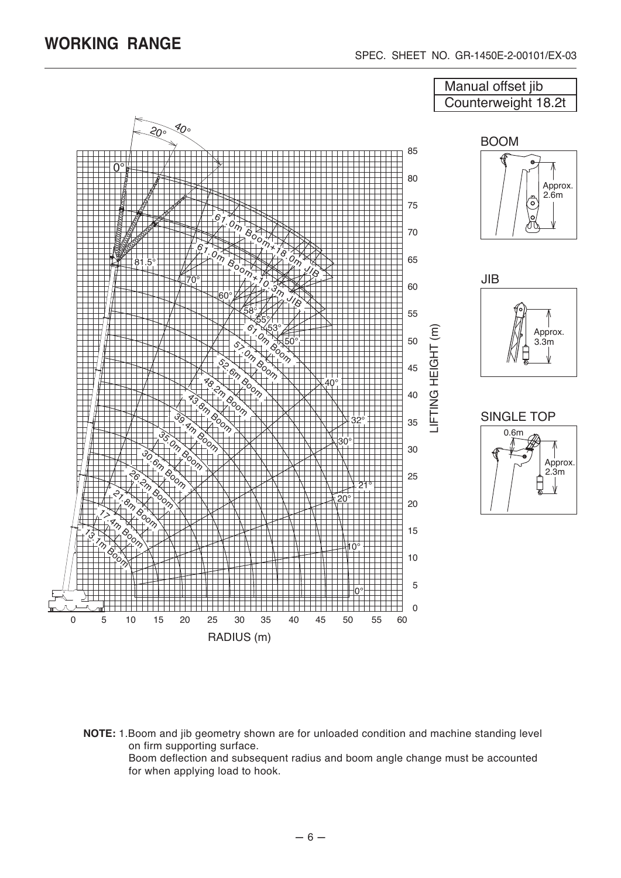# WORKING RANGE

Manual offset jib
Counterweight 18.2t

**NOTE:** 1.Boom and jib geometry shown are for unloaded condition and machine standing level on firm supporting surface.
Boom deflection and subsequent radius and boom angle change must be accounted for when applying load to hook.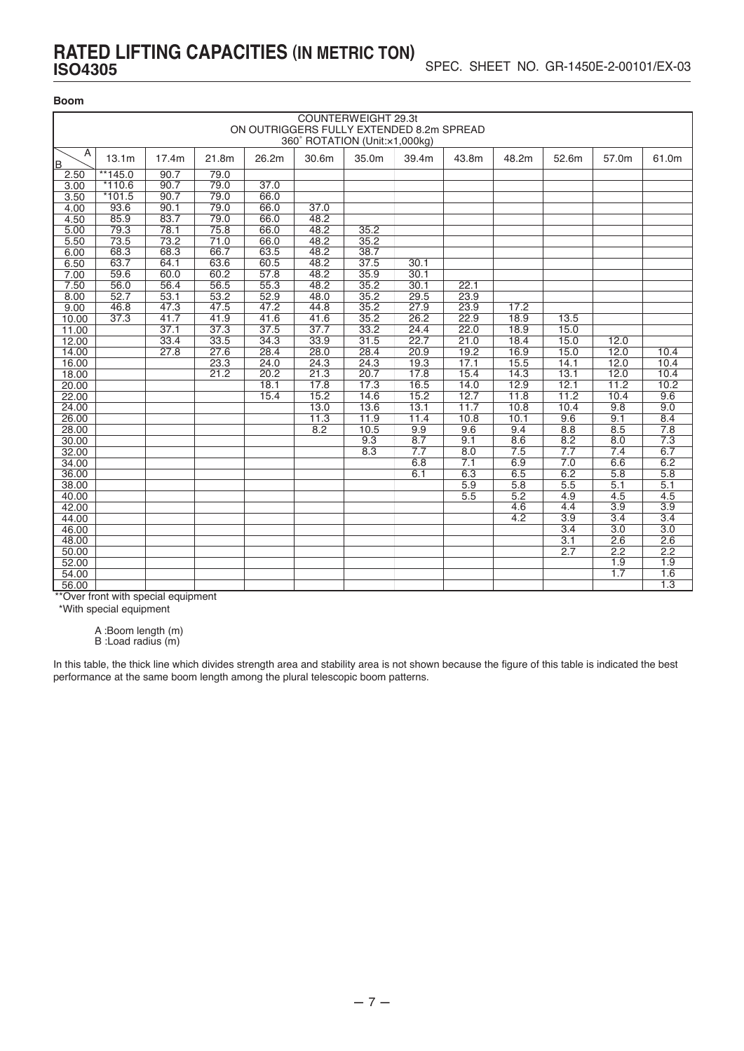# RATED LIFTING CAPACITIES (IN METRIC TON)

## ISO4305

SPEC. SHEET NO. GR-1450E-2-00101/EX-03

**Boom**

| COUNTERWEIGHT 29.3t ON OUTRIGGERS FULLY EXTENDED 8.2m SPREAD 360° ROTATION (Unit:×1,000kg) | | | | | | | | | | | | |
|---|---|---|---|---|---|---|---|---|---|---|---|---|
| B \ A | 13.1m | 17.4m | 21.8m | 26.2m | 30.6m | 35.0m | 39.4m | 43.8m | 48.2m | 52.6m | 57.0m | 61.0m |
| 2.50 | **145.0 | 90.7 | 79.0 | | | | | | | | | |
| 3.00 | *110.6 | 90.7 | 79.0 | 37.0 | | | | | | | | |
| 3.50 | *101.5 | 90.7 | 79.0 | 66.0 | | | | | | | | |
| 4.00 | 93.6 | 90.1 | 79.0 | 66.0 | 37.0 | | | | | | | |
| 4.50 | 85.9 | 83.7 | 79.0 | 66.0 | 48.2 | | | | | | | |
| 5.00 | 79.3 | 78.1 | 75.8 | 66.0 | 48.2 | 35.2 | | | | | | |
| 5.50 | 73.5 | 73.2 | 71.0 | 66.0 | 48.2 | 35.2 | | | | | | |
| 6.00 | 68.3 | 68.3 | 66.7 | 63.5 | 48.2 | 38.7 | | | | | | |
| 6.50 | 63.7 | 64.1 | 63.6 | 60.5 | 48.2 | 37.5 | 30.1 | | | | | |
| 7.00 | 59.6 | 60.0 | 60.2 | 57.8 | 48.2 | 35.9 | 30.1 | | | | | |
| 7.50 | 56.0 | 56.4 | 56.5 | 55.3 | 48.2 | 35.2 | 30.1 | 22.1 | | | | |
| 8.00 | 52.7 | 53.1 | 53.2 | 52.9 | 48.0 | 35.2 | 29.5 | 23.9 | | | | |
| 9.00 | 46.8 | 47.3 | 47.5 | 47.2 | 44.8 | 35.2 | 27.9 | 23.9 | 17.2 | | | |
| 10.00 | 37.3 | 41.7 | 41.9 | 41.6 | 41.6 | 35.2 | 26.2 | 22.9 | 18.9 | 13.5 | | |
| 11.00 | | 37.1 | 37.3 | 37.5 | 37.7 | 33.2 | 24.4 | 22.0 | 18.9 | 15.0 | | |
| 12.00 | | 33.4 | 33.5 | 34.3 | 33.9 | 31.5 | 22.7 | 21.0 | 18.4 | 15.0 | 12.0 | |
| 14.00 | | 27.8 | 27.6 | 28.4 | 28.0 | 28.4 | 20.9 | 19.2 | 16.9 | 15.0 | 12.0 | 10.4 |
| 16.00 | | | 23.3 | 24.0 | 24.3 | 24.3 | 19.3 | 17.1 | 15.5 | 14.1 | 12.0 | 10.4 |
| 18.00 | | | 21.2 | 20.2 | 21.3 | 20.7 | 17.8 | 15.4 | 14.3 | 13.1 | 12.0 | 10.4 |
| 20.00 | | | | 18.1 | 17.8 | 17.3 | 16.5 | 14.0 | 12.9 | 12.1 | 11.2 | 10.2 |
| 22.00 | | | | 15.4 | 15.2 | 14.6 | 15.2 | 12.7 | 11.8 | 11.2 | 10.4 | 9.6 |
| 24.00 | | | | | 13.0 | 13.6 | 13.1 | 11.7 | 10.8 | 10.4 | 9.8 | 9.0 |
| 26.00 | | | | | 11.3 | 11.9 | 11.4 | 10.8 | 10.1 | 9.6 | 9.1 | 8.4 |
| 28.00 | | | | | 8.2 | 10.5 | 9.9 | 9.6 | 9.4 | 8.8 | 8.5 | 7.8 |
| 30.00 | | | | | | 9.3 | 8.7 | 9.1 | 8.6 | 8.2 | 8.0 | 7.3 |
| 32.00 | | | | | | 8.3 | 7.7 | 8.0 | 7.5 | 7.7 | 7.4 | 6.7 |
| 34.00 | | | | | | | 6.8 | 7.1 | 6.9 | 7.0 | 6.6 | 6.2 |
| 36.00 | | | | | | | 6.1 | 6.3 | 6.5 | 6.2 | 5.8 | 5.8 |
| 38.00 | | | | | | | | 5.9 | 5.8 | 5.5 | 5.1 | 5.1 |
| 40.00 | | | | | | | | 5.5 | 5.2 | 4.9 | 4.5 | 4.5 |
| 42.00 | | | | | | | | | 4.6 | 4.4 | 3.9 | 3.9 |
| 44.00 | | | | | | | | | 4.2 | 3.9 | 3.4 | 3.4 |
| 46.00 | | | | | | | | | | 3.4 | 3.0 | 3.0 |
| 48.00 | | | | | | | | | | 3.1 | 2.6 | 2.6 |
| 50.00 | | | | | | | | | | 2.7 | 2.2 | 2.2 |
| 52.00 | | | | | | | | | | | 1.9 | 1.9 |
| 54.00 | | | | | | | | | | | 1.7 | 1.6 |
| 56.00 | | | | | | | | | | | | 1.3 |

**Over front with special equipment

*With special equipment

A :Boom length (m)
B :Load radius (m)

In this table, the thick line which divides strength area and stability area is not shown because the figure of this table is indicated the best performance at the same boom length among the plural telescopic boom patterns.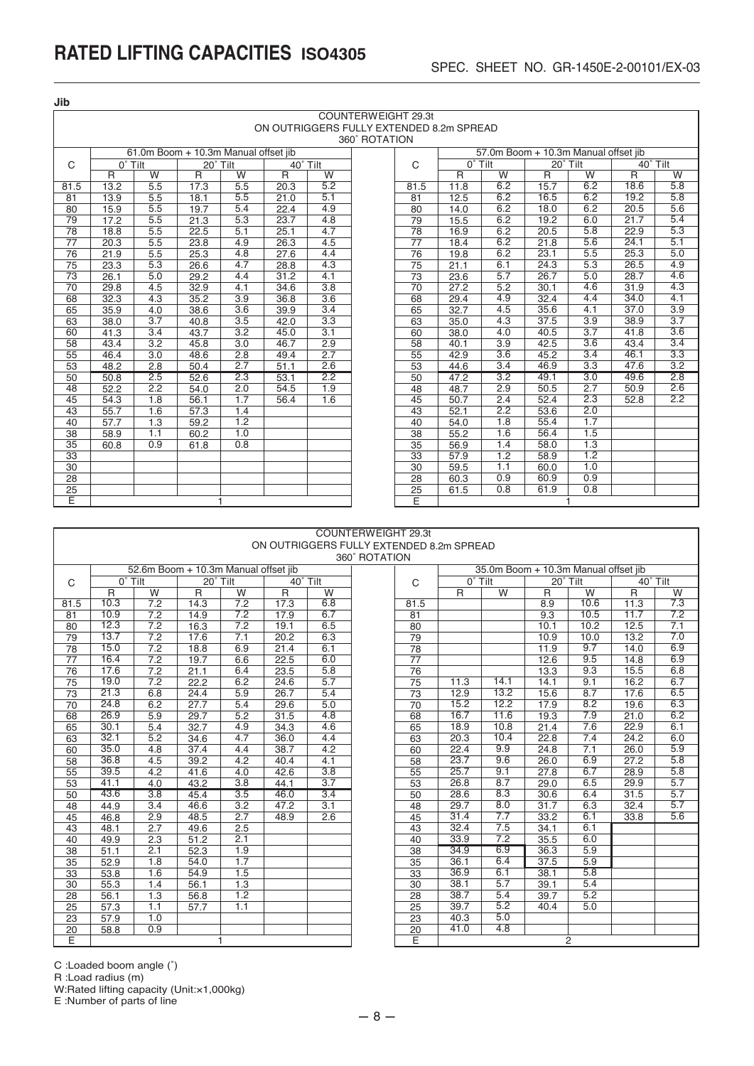# RATED LIFTING CAPACITIES ISO4305

SPEC. SHEET NO. GR-1450E-2-00101/EX-03

**Jib**

COUNTERWEIGHT 29.3t
ON OUTRIGGERS FULLY EXTENDED 8.2m SPREAD
360° ROTATION

| C | 61.0m Boom + 10.3m Manual offset jib | | | | | |
|---|---|---|---|---|---|---|
| | 0° Tilt | | 20° Tilt | | 40° Tilt | |
| | R | W | R | W | R | W |
| 81.5 | 13.2 | 5.5 | 17.3 | 5.5 | 20.3 | 5.2 |
| 81 | 13.9 | 5.5 | 18.1 | 5.5 | 21.0 | 5.1 |
| 80 | 15.9 | 5.5 | 19.7 | 5.4 | 22.4 | 4.9 |
| 79 | 17.2 | 5.5 | 21.3 | 5.3 | 23.7 | 4.8 |
| 78 | 18.8 | 5.5 | 22.5 | 5.1 | 25.1 | 4.7 |
| 77 | 20.3 | 5.5 | 23.8 | 4.9 | 26.3 | 4.5 |
| 76 | 21.9 | 5.5 | 25.3 | 4.8 | 27.6 | 4.4 |
| 75 | 23.3 | 5.3 | 26.6 | 4.7 | 28.8 | 4.3 |
| 73 | 26.1 | 5.0 | 29.2 | 4.4 | 31.2 | 4.1 |
| 70 | 29.8 | 4.5 | 32.9 | 4.1 | 34.6 | 3.8 |
| 68 | 32.3 | 4.3 | 35.2 | 3.9 | 36.8 | 3.6 |
| 65 | 35.9 | 4.0 | 38.6 | 3.6 | 39.9 | 3.4 |
| 63 | 38.0 | 3.7 | 40.8 | 3.5 | 42.0 | 3.3 |
| 60 | 41.3 | 3.4 | 43.7 | 3.2 | 45.0 | 3.1 |
| 58 | 43.4 | 3.2 | 45.8 | 3.0 | 46.7 | 2.9 |
| 55 | 46.4 | 3.0 | 48.6 | 2.8 | 49.4 | 2.7 |
| 53 | 48.2 | 2.8 | 50.4 | 2.7 | 51.1 | 2.6 |
| 50 | 50.8 | 2.5 | 52.6 | 2.3 | 53.1 | 2.2 |
| 48 | 52.2 | 2.2 | 54.0 | 2.0 | 54.5 | 1.9 |
| 45 | 54.3 | 1.8 | 56.1 | 1.7 | 56.4 | 1.6 |
| 43 | 55.7 | 1.6 | 57.3 | 1.4 | | |
| 40 | 57.7 | 1.3 | 59.2 | 1.2 | | |
| 38 | 58.9 | 1.1 | 60.2 | 1.0 | | |
| 35 | 60.8 | 0.9 | 61.8 | 0.8 | | |
| 33 | | | | | | |
| 30 | | | | | | |
| 28 | | | | | | |
| 25 | | | | | | |
| E | 1 | | | | | |

| C | 57.0m Boom + 10.3m Manual offset jib | | | | | |
|---|---|---|---|---|---|---|
| | 0° Tilt | | 20° Tilt | | 40° Tilt | |
| | R | W | R | W | R | W |
| 81.5 | 11.8 | 6.2 | 15.7 | 6.2 | 18.6 | 5.8 |
| 81 | 12.5 | 6.2 | 16.5 | 6.2 | 19.2 | 5.8 |
| 80 | 14.0 | 6.2 | 18.0 | 6.2 | 20.5 | 5.6 |
| 79 | 15.5 | 6.2 | 19.2 | 6.0 | 21.7 | 5.4 |
| 78 | 16.9 | 6.2 | 20.5 | 5.8 | 22.9 | 5.3 |
| 77 | 18.4 | 6.2 | 21.8 | 5.6 | 24.1 | 5.1 |
| 76 | 19.8 | 6.2 | 23.1 | 5.5 | 25.3 | 5.0 |
| 75 | 21.1 | 6.1 | 24.3 | 5.3 | 26.5 | 4.9 |
| 73 | 23.6 | 5.7 | 26.7 | 5.0 | 28.7 | 4.6 |
| 70 | 27.2 | 5.2 | 30.1 | 4.6 | 31.9 | 4.3 |
| 68 | 29.4 | 4.9 | 32.4 | 4.4 | 34.0 | 4.1 |
| 65 | 32.7 | 4.5 | 35.6 | 4.1 | 37.0 | 3.9 |
| 63 | 35.0 | 4.3 | 37.5 | 3.9 | 38.9 | 3.7 |
| 60 | 38.0 | 4.0 | 40.5 | 3.7 | 41.8 | 3.6 |
| 58 | 40.1 | 3.9 | 42.5 | 3.6 | 43.4 | 3.4 |
| 55 | 42.9 | 3.6 | 45.2 | 3.4 | 46.1 | 3.3 |
| 53 | 44.6 | 3.4 | 46.9 | 3.3 | 47.6 | 3.2 |
| 50 | 47.2 | 3.2 | 49.1 | 3.0 | 49.6 | 2.8 |
| 48 | 48.7 | 2.9 | 50.5 | 2.7 | 50.9 | 2.6 |
| 45 | 50.7 | 2.4 | 52.4 | 2.3 | 52.8 | 2.2 |
| 43 | 52.1 | 2.2 | 53.6 | 2.0 | | |
| 40 | 54.0 | 1.8 | 55.4 | 1.7 | | |
| 38 | 55.2 | 1.6 | 56.4 | 1.5 | | |
| 35 | 56.9 | 1.4 | 58.0 | 1.3 | | |
| 33 | 57.9 | 1.2 | 58.9 | 1.2 | | |
| 30 | 59.5 | 1.1 | 60.0 | 1.0 | | |
| 28 | 60.3 | 0.9 | 60.9 | 0.9 | | |
| 25 | 61.5 | 0.8 | 61.9 | 0.8 | | |
| E | 1 | | | | | |

COUNTERWEIGHT 29.3t
ON OUTRIGGERS FULLY EXTENDED 8.2m SPREAD
360° ROTATION

| C | 52.6m Boom + 10.3m Manual offset jib | | | | | |
|---|---|---|---|---|---|---|
| | 0° Tilt | | 20° Tilt | | 40° Tilt | |
| | R | W | R | W | R | W |
| 81.5 | 10.3 | 7.2 | 14.3 | 7.2 | 17.3 | 6.8 |
| 81 | 10.9 | 7.2 | 14.9 | 7.2 | 17.9 | 6.7 |
| 80 | 12.3 | 7.2 | 16.3 | 7.2 | 19.1 | 6.5 |
| 79 | 13.7 | 7.2 | 17.6 | 7.1 | 20.2 | 6.3 |
| 78 | 15.0 | 7.2 | 18.8 | 6.9 | 21.4 | 6.1 |
| 77 | 16.4 | 7.2 | 19.7 | 6.6 | 22.5 | 6.0 |
| 76 | 17.6 | 7.2 | 21.1 | 6.4 | 23.5 | 5.8 |
| 75 | 19.0 | 7.2 | 22.2 | 6.2 | 24.6 | 5.7 |
| 73 | 21.3 | 6.8 | 24.4 | 5.9 | 26.7 | 5.4 |
| 70 | 24.8 | 6.2 | 27.7 | 5.4 | 29.6 | 5.0 |
| 68 | 26.9 | 5.9 | 29.7 | 5.2 | 31.5 | 4.8 |
| 65 | 30.1 | 5.4 | 32.7 | 4.9 | 34.3 | 4.6 |
| 63 | 32.1 | 5.2 | 34.6 | 4.7 | 36.0 | 4.4 |
| 60 | 35.0 | 4.8 | 37.4 | 4.4 | 38.7 | 4.2 |
| 58 | 36.8 | 4.5 | 39.2 | 4.2 | 40.4 | 4.1 |
| 55 | 39.5 | 4.2 | 41.6 | 4.0 | 42.6 | 3.8 |
| 53 | 41.1 | 4.0 | 43.2 | 3.8 | 44.1 | 3.7 |
| 50 | 43.6 | 3.8 | 45.4 | 3.5 | 46.0 | 3.4 |
| 48 | 44.9 | 3.4 | 46.6 | 3.2 | 47.2 | 3.1 |
| 45 | 46.8 | 2.9 | 48.5 | 2.7 | 48.9 | 2.6 |
| 43 | 48.1 | 2.7 | 49.6 | 2.5 | | |
| 40 | 49.9 | 2.3 | 51.2 | 2.1 | | |
| 38 | 51.1 | 2.1 | 52.3 | 1.9 | | |
| 35 | 52.9 | 1.8 | 54.0 | 1.7 | | |
| 33 | 53.8 | 1.6 | 54.9 | 1.5 | | |
| 30 | 55.3 | 1.4 | 56.1 | 1.3 | | |
| 28 | 56.1 | 1.3 | 56.8 | 1.2 | | |
| 25 | 57.3 | 1.1 | 57.7 | 1.1 | | |
| 23 | 57.9 | 1.0 | | | | |
| 20 | 58.8 | 0.9 | | | | |
| E | 1 | | | | | |

| C | 35.0m Boom + 10.3m Manual offset jib | | | | | |
|---|---|---|---|---|---|---|
| | 0° Tilt | | 20° Tilt | | 40° Tilt | |
| | R | W | R | W | R | W |
| 81.5 | | | 8.9 | 10.6 | 11.3 | 7.3 |
| 81 | | | 9.3 | 10.5 | 11.7 | 7.2 |
| 80 | | | 10.1 | 10.2 | 12.5 | 7.1 |
| 79 | | | 10.9 | 10.0 | 13.2 | 7.0 |
| 78 | | | 11.9 | 9.7 | 14.0 | 6.9 |
| 77 | | | 12.6 | 9.5 | 14.8 | 6.9 |
| 76 | | | 13.3 | 9.3 | 15.5 | 6.8 |
| 75 | 11.3 | 14.1 | 14.1 | 9.1 | 16.2 | 6.7 |
| 73 | 12.9 | 13.2 | 15.6 | 8.7 | 17.6 | 6.5 |
| 70 | 15.2 | 12.2 | 17.9 | 8.2 | 19.6 | 6.3 |
| 68 | 16.7 | 11.6 | 19.3 | 7.9 | 21.0 | 6.2 |
| 65 | 18.9 | 10.8 | 21.4 | 7.6 | 22.9 | 6.1 |
| 63 | 20.3 | 10.4 | 22.8 | 7.4 | 24.2 | 6.0 |
| 60 | 22.4 | 9.9 | 24.8 | 7.1 | 26.0 | 5.9 |
| 58 | 23.7 | 9.6 | 26.0 | 6.9 | 27.2 | 5.8 |
| 55 | 25.7 | 9.1 | 27.8 | 6.7 | 28.9 | 5.8 |
| 53 | 26.8 | 8.7 | 29.0 | 6.5 | 29.9 | 5.7 |
| 50 | 28.6 | 8.3 | 30.6 | 6.4 | 31.5 | 5.7 |
| 48 | 29.7 | 8.0 | 31.7 | 6.3 | 32.4 | 5.7 |
| 45 | 31.4 | 7.7 | 33.2 | 6.1 | 33.8 | 5.6 |
| 43 | 32.4 | 7.5 | 34.1 | 6.1 | | |
| 40 | 33.9 | 7.2 | 35.5 | 6.0 | | |
| 38 | 34.9 | 6.9 | 36.3 | 5.9 | | |
| 35 | 36.1 | 6.4 | 37.5 | 5.9 | | |
| 33 | 36.9 | 6.1 | 38.1 | 5.8 | | |
| 30 | 38.1 | 5.7 | 39.1 | 5.4 | | |
| 28 | 38.7 | 5.4 | 39.7 | 5.2 | | |
| 25 | 39.7 | 5.2 | 40.4 | 5.0 | | |
| 23 | 40.3 | 5.0 | | | | |
| 20 | 41.0 | 4.8 | | | | |
| E | 2 | | | | | |

C :Loaded boom angle (°)
R :Load radius (m)
W:Rated lifting capacity (Unit:×1,000kg)
E :Number of parts of line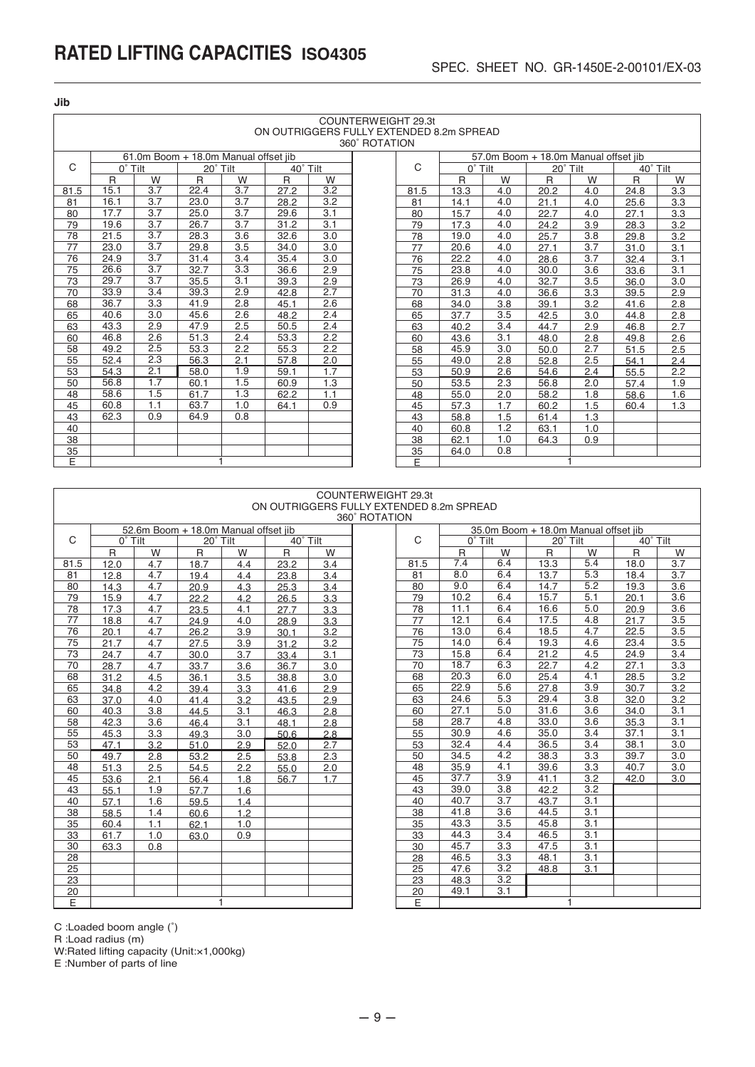// RATED LIFTING CAPACITIES ISO4305

SPEC. SHEET NO. GR-1450E-2-00101/EX-03

**Jib**

COUNTERWEIGHT 29.3t
ON OUTRIGGERS FULLY EXTENDED 8.2m SPREAD
360° ROTATION

| C | 61.0m Boom + 18.0m Manual offset jib | | | | | |
|---|---|---|---|---|---|---|
| | 0° Tilt | | 20° Tilt | | 40° Tilt | |
| | R | W | R | W | R | W |
| 81.5 | 15.1 | 3.7 | 22.4 | 3.7 | 27.2 | 3.2 |
| 81 | 16.1 | 3.7 | 23.0 | 3.7 | 28.2 | 3.2 |
| 80 | 17.7 | 3.7 | 25.0 | 3.7 | 29.6 | 3.1 |
| 79 | 19.6 | 3.7 | 26.7 | 3.7 | 31.2 | 3.1 |
| 78 | 21.5 | 3.7 | 28.3 | 3.6 | 32.6 | 3.0 |
| 77 | 23.0 | 3.7 | 29.8 | 3.5 | 34.0 | 3.0 |
| 76 | 24.9 | 3.7 | 31.4 | 3.4 | 35.4 | 3.0 |
| 75 | 26.6 | 3.7 | 32.7 | 3.3 | 36.6 | 2.9 |
| 73 | 29.7 | 3.7 | 35.5 | 3.1 | 39.3 | 2.9 |
| 70 | 33.9 | 3.4 | 39.3 | 2.9 | 42.8 | 2.7 |
| 68 | 36.7 | 3.3 | 41.9 | 2.8 | 45.1 | 2.6 |
| 65 | 40.6 | 3.0 | 45.6 | 2.6 | 48.2 | 2.4 |
| 63 | 43.3 | 2.9 | 47.9 | 2.5 | 50.5 | 2.4 |
| 60 | 46.8 | 2.6 | 51.3 | 2.4 | 53.3 | 2.2 |
| 58 | 49.2 | 2.5 | 53.3 | 2.2 | 55.3 | 2.2 |
| 55 | 52.4 | 2.3 | 56.3 | 2.1 | 57.8 | 2.0 |
| 53 | 54.3 | 2.1 | 58.0 | 1.9 | 59.1 | 1.7 |
| 50 | 56.8 | 1.7 | 60.1 | 1.5 | 60.9 | 1.3 |
| 48 | 58.6 | 1.5 | 61.7 | 1.3 | 62.2 | 1.1 |
| 45 | 60.8 | 1.1 | 63.7 | 1.0 | 64.1 | 0.9 |
| 43 | 62.3 | 0.9 | 64.9 | 0.8 | | |
| 40 | | | | | | |
| 38 | | | | | | |
| 35 | | | | | | |
| E | 1 | | | | | |

| C | 57.0m Boom + 18.0m Manual offset jib | | | | | |
|---|---|---|---|---|---|---|
| | 0° Tilt | | 20° Tilt | | 40° Tilt | |
| | R | W | R | W | R | W |
| 81.5 | 13.3 | 4.0 | 20.2 | 4.0 | 24.8 | 3.3 |
| 81 | 14.1 | 4.0 | 21.1 | 4.0 | 25.6 | 3.3 |
| 80 | 15.7 | 4.0 | 22.7 | 4.0 | 27.1 | 3.3 |
| 79 | 17.3 | 4.0 | 24.2 | 3.9 | 28.3 | 3.2 |
| 78 | 19.0 | 4.0 | 25.7 | 3.8 | 29.8 | 3.2 |
| 77 | 20.6 | 4.0 | 27.1 | 3.7 | 31.0 | 3.1 |
| 76 | 22.2 | 4.0 | 28.6 | 3.7 | 32.4 | 3.1 |
| 75 | 23.8 | 4.0 | 30.0 | 3.6 | 33.6 | 3.1 |
| 73 | 26.9 | 4.0 | 32.7 | 3.5 | 36.0 | 3.0 |
| 70 | 31.3 | 4.0 | 36.6 | 3.3 | 39.5 | 2.9 |
| 68 | 34.0 | 3.8 | 39.1 | 3.2 | 41.6 | 2.8 |
| 65 | 37.7 | 3.5 | 42.5 | 3.0 | 44.8 | 2.8 |
| 63 | 40.2 | 3.4 | 44.7 | 2.9 | 46.8 | 2.7 |
| 60 | 43.6 | 3.1 | 48.0 | 2.8 | 49.8 | 2.6 |
| 58 | 45.9 | 3.0 | 50.0 | 2.7 | 51.5 | 2.5 |
| 55 | 49.0 | 2.8 | 52.8 | 2.5 | 54.1 | 2.4 |
| 53 | 50.9 | 2.6 | 54.6 | 2.4 | 55.5 | 2.2 |
| 50 | 53.5 | 2.3 | 56.8 | 2.0 | 57.4 | 1.9 |
| 48 | 55.0 | 2.0 | 58.2 | 1.8 | 58.6 | 1.6 |
| 45 | 57.3 | 1.7 | 60.2 | 1.5 | 60.4 | 1.3 |
| 43 | 58.8 | 1.5 | 61.4 | 1.3 | | |
| 40 | 60.8 | 1.2 | 63.1 | 1.0 | | |
| 38 | 62.1 | 1.0 | 64.3 | 0.9 | | |
| 35 | 64.0 | 0.8 | | | | |
| E | 1 | | | | | |

COUNTERWEIGHT 29.3t
ON OUTRIGGERS FULLY EXTENDED 8.2m SPREAD
360° ROTATION

| C | 52.6m Boom + 18.0m Manual offset jib | | | | | |
|---|---|---|---|---|---|---|
| | 0° Tilt | | 20° Tilt | | 40° Tilt | |
| | R | W | R | W | R | W |
| 81.5 | 12.0 | 4.7 | 18.7 | 4.4 | 23.2 | 3.4 |
| 81 | 12.8 | 4.7 | 19.4 | 4.4 | 23.8 | 3.4 |
| 80 | 14.3 | 4.7 | 20.9 | 4.3 | 25.3 | 3.4 |
| 79 | 15.9 | 4.7 | 22.2 | 4.2 | 26.5 | 3.3 |
| 78 | 17.3 | 4.7 | 23.5 | 4.1 | 27.7 | 3.3 |
| 77 | 18.8 | 4.7 | 24.9 | 4.0 | 28.9 | 3.3 |
| 76 | 20.1 | 4.7 | 26.2 | 3.9 | 30.1 | 3.2 |
| 75 | 21.7 | 4.7 | 27.5 | 3.9 | 31.2 | 3.2 |
| 73 | 24.7 | 4.7 | 30.0 | 3.7 | 33.4 | 3.1 |
| 70 | 28.7 | 4.7 | 33.7 | 3.6 | 36.7 | 3.0 |
| 68 | 31.2 | 4.5 | 36.1 | 3.5 | 38.8 | 3.0 |
| 65 | 34.8 | 4.2 | 39.4 | 3.3 | 41.6 | 2.9 |
| 63 | 37.0 | 4.0 | 41.4 | 3.2 | 43.5 | 2.9 |
| 60 | 40.3 | 3.8 | 44.5 | 3.1 | 46.3 | 2.8 |
| 58 | 42.3 | 3.6 | 46.4 | 3.1 | 48.1 | 2.8 |
| 55 | 45.3 | 3.3 | 49.3 | 3.0 | 50.6 | 2.8 |
| 53 | 47.1 | 3.2 | 51.0 | 2.9 | 52.0 | 2.7 |
| 50 | 49.7 | 2.8 | 53.2 | 2.5 | 53.8 | 2.3 |
| 48 | 51.3 | 2.5 | 54.5 | 2.2 | 55.0 | 2.0 |
| 45 | 53.6 | 2.1 | 56.4 | 1.8 | 56.7 | 1.7 |
| 43 | 55.1 | 1.9 | 57.7 | 1.6 | | |
| 40 | 57.1 | 1.6 | 59.5 | 1.4 | | |
| 38 | 58.5 | 1.4 | 60.6 | 1.2 | | |
| 35 | 60.4 | 1.1 | 62.1 | 1.0 | | |
| 33 | 61.7 | 1.0 | 63.0 | 0.9 | | |
| 30 | 63.3 | 0.8 | | | | |
| 28 | | | | | | |
| 25 | | | | | | |
| 23 | | | | | | |
| 20 | | | | | | |
| E | 1 | | | | | |

| C | 35.0m Boom + 18.0m Manual offset jib | | | | | |
|---|---|---|---|---|---|---|
| | 0° Tilt | | 20° Tilt | | 40° Tilt | |
| | R | W | R | W | R | W |
| 81.5 | 7.4 | 6.4 | 13.3 | 5.4 | 18.0 | 3.7 |
| 81 | 8.0 | 6.4 | 13.7 | 5.3 | 18.4 | 3.7 |
| 80 | 9.0 | 6.4 | 14.7 | 5.2 | 19.3 | 3.6 |
| 79 | 10.2 | 6.4 | 15.7 | 5.1 | 20.1 | 3.6 |
| 78 | 11.1 | 6.4 | 16.6 | 5.0 | 20.9 | 3.6 |
| 77 | 12.1 | 6.4 | 17.5 | 4.8 | 21.7 | 3.5 |
| 76 | 13.0 | 6.4 | 18.5 | 4.7 | 22.5 | 3.5 |
| 75 | 14.0 | 6.4 | 19.3 | 4.6 | 23.4 | 3.5 |
| 73 | 15.8 | 6.4 | 21.2 | 4.5 | 24.9 | 3.4 |
| 70 | 18.7 | 6.3 | 22.7 | 4.2 | 27.1 | 3.3 |
| 68 | 20.3 | 6.0 | 25.4 | 4.1 | 28.5 | 3.2 |
| 65 | 22.9 | 5.6 | 27.8 | 3.9 | 30.7 | 3.2 |
| 63 | 24.6 | 5.3 | 29.4 | 3.8 | 32.0 | 3.2 |
| 60 | 27.1 | 5.0 | 31.6 | 3.6 | 34.0 | 3.1 |
| 58 | 28.7 | 4.8 | 33.0 | 3.6 | 35.3 | 3.1 |
| 55 | 30.9 | 4.6 | 35.0 | 3.4 | 37.1 | 3.1 |
| 53 | 32.4 | 4.4 | 36.5 | 3.4 | 38.1 | 3.0 |
| 50 | 34.5 | 4.2 | 38.3 | 3.3 | 39.7 | 3.0 |
| 48 | 35.9 | 4.1 | 39.6 | 3.3 | 40.7 | 3.0 |
| 45 | 37.7 | 3.9 | 41.1 | 3.2 | 42.0 | 3.0 |
| 43 | 39.0 | 3.8 | 42.2 | 3.2 | | |
| 40 | 40.7 | 3.7 | 43.7 | 3.1 | | |
| 38 | 41.8 | 3.6 | 44.5 | 3.1 | | |
| 35 | 43.3 | 3.5 | 45.8 | 3.1 | | |
| 33 | 44.3 | 3.4 | 46.5 | 3.1 | | |
| 30 | 45.7 | 3.3 | 47.5 | 3.1 | | |
| 28 | 46.5 | 3.3 | 48.1 | 3.1 | | |
| 25 | 47.6 | 3.2 | 48.8 | 3.1 | | |
| 23 | 48.3 | 3.2 | | | | |
| 20 | 49.1 | 3.1 | | | | |
| E | 1 | | | | | |

C :Loaded boom angle (°)
R :Load radius (m)
W:Rated lifting capacity (Unit:×1,000kg)
E :Number of parts of line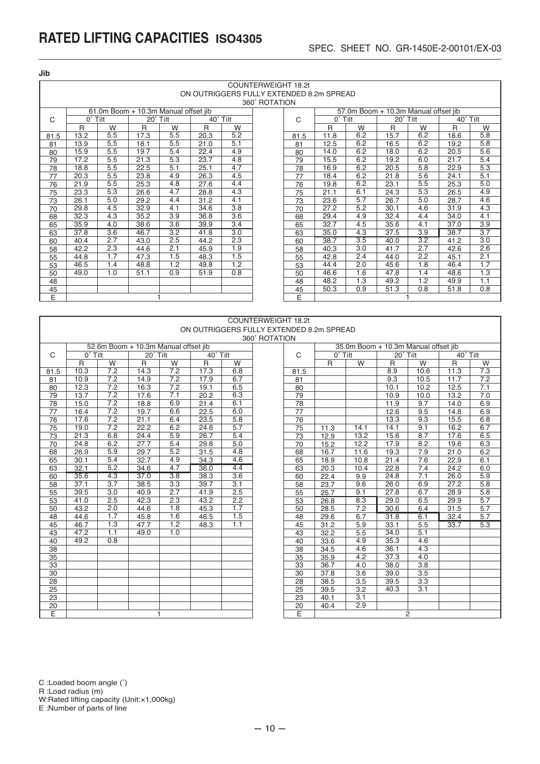# RATED LIFTING CAPACITIES ISO4305

SPEC. SHEET NO. GR-1450E-2-00101/EX-03

**Jib**

COUNTERWEIGHT 18.2t
ON OUTRIGGERS FULLY EXTENDED 8.2m SPREAD
360˚ ROTATION

61.0m Boom + 10.3m Manual offset jib

| C | 0˚ Tilt | | 20˚ Tilt | | 40˚ Tilt | |
|---|---|---|---|---|---|---|
| | R | W | R | W | R | W |
| 81.5 | 13.2 | 5.5 | 17.3 | 5.5 | 20.3 | 5.2 |
| 81 | 13.9 | 5.5 | 18.1 | 5.5 | 21.0 | 5.1 |
| 80 | 15.9 | 5.5 | 19.7 | 5.4 | 22.4 | 4.9 |
| 79 | 17.2 | 5.5 | 21.3 | 5.3 | 23.7 | 4.8 |
| 78 | 18.8 | 5.5 | 22.5 | 5.1 | 25.1 | 4.7 |
| 77 | 20.3 | 5.5 | 23.8 | 4.9 | 26.3 | 4.5 |
| 76 | 21.9 | 5.5 | 25.3 | 4.8 | 27.6 | 4.4 |
| 75 | 23.3 | 5.3 | 26.6 | 4.7 | 28.8 | 4.3 |
| 73 | 26.1 | 5.0 | 29.2 | 4.4 | 31.2 | 4.1 |
| 70 | 29.8 | 4.5 | 32.9 | 4.1 | 34.6 | 3.8 |
| 68 | 32.3 | 4.3 | 35.2 | 3.9 | 36.8 | 3.6 |
| 65 | 35.9 | 4.0 | 38.6 | 3.6 | 39.9 | 3.4 |
| 63 | 37.8 | 3.6 | 46.7 | 3.2 | 41.8 | 3.0 |
| 60 | 40.4 | 2.7 | 43.0 | 2.5 | 44.2 | 2.3 |
| 58 | 42.2 | 2.3 | 44.6 | 2.1 | 45.9 | 1.9 |
| 55 | 44.8 | 1.7 | 47.3 | 1.5 | 48.3 | 1.5 |
| 53 | 46.5 | 1.4 | 48.8 | 1.2 | 49.8 | 1.2 |
| 50 | 49.0 | 1.0 | 51.1 | 0.9 | 51.9 | 0.8 |
| 48 | | | | | | |
| 45 | | | | | | |
| E | 1 | | | | | |

57.0m Boom + 10.3m Manual offset jib

| C | 0˚ Tilt | | 20˚ Tilt | | 40˚ Tilt | |
|---|---|---|---|---|---|---|
| | R | W | R | W | R | W |
| 81.5 | 11.8 | 6.2 | 15.7 | 6.2 | 18.6 | 5.8 |
| 81 | 12.5 | 6.2 | 16.5 | 6.2 | 19.2 | 5.8 |
| 80 | 14.0 | 6.2 | 18.0 | 6.2 | 20.5 | 5.6 |
| 79 | 15.5 | 6.2 | 19.2 | 6.0 | 21.7 | 5.4 |
| 78 | 16.9 | 6.2 | 20.5 | 5.8 | 22.9 | 5.3 |
| 77 | 18.4 | 6.2 | 21.8 | 5.6 | 24.1 | 5.1 |
| 76 | 19.8 | 6.2 | 23.1 | 5.5 | 25.3 | 5.0 |
| 75 | 21.1 | 6.1 | 24.3 | 5.3 | 26.5 | 4.9 |
| 73 | 23.6 | 5.7 | 26.7 | 5.0 | 28.7 | 4.6 |
| 70 | 27.2 | 5.2 | 30.1 | 4.6 | 31.9 | 4.3 |
| 68 | 29.4 | 4.9 | 32.4 | 4.4 | 34.0 | 4.1 |
| 65 | 32.7 | 4.5 | 35.6 | 4.1 | 37.0 | 3.9 |
| 63 | 35.0 | 4.3 | 37.5 | 3.9 | 38.7 | 3.7 |
| 60 | 38.7 | 3.5 | 40.0 | 3.2 | 41.2 | 3.0 |
| 58 | 40.3 | 3.0 | 41.7 | 2.7 | 42.6 | 2.6 |
| 55 | 42.8 | 2.4 | 44.0 | 2.2 | 45.1 | 2.1 |
| 53 | 44.4 | 2.0 | 45.6 | 1.8 | 46.4 | 1.7 |
| 50 | 46.6 | 1.6 | 47.8 | 1.4 | 48.6 | 1.3 |
| 48 | 48.2 | 1.3 | 49.2 | 1.2 | 49.9 | 1.1 |
| 45 | 50.3 | 0.9 | 51.3 | 0.8 | 51.8 | 0.8 |
| E | 1 | | | | | |

COUNTERWEIGHT 18.2t
ON OUTRIGGERS FULLY EXTENDED 8.2m SPREAD
360˚ ROTATION

52.6m Boom + 10.3m Manual offset jib

| C | 0˚ Tilt | | 20˚ Tilt | | 40˚ Tilt | |
|---|---|---|---|---|---|---|
| | R | W | R | W | R | W |
| 81.5 | 10.3 | 7.2 | 14.3 | 7.2 | 17.3 | 6.8 |
| 81 | 10.9 | 7.2 | 14.9 | 7.2 | 17.9 | 6.7 |
| 80 | 12.3 | 7.2 | 16.3 | 7.2 | 19.1 | 6.5 |
| 79 | 13.7 | 7.2 | 17.6 | 7.1 | 20.2 | 6.3 |
| 78 | 15.0 | 7.2 | 18.8 | 6.9 | 21.4 | 6.1 |
| 77 | 16.4 | 7.2 | 19.7 | 6.6 | 22.5 | 6.0 |
| 76 | 17.6 | 7.2 | 21.1 | 6.4 | 23.5 | 5.8 |
| 75 | 19.0 | 7.2 | 22.2 | 6.2 | 24.6 | 5.7 |
| 73 | 21.3 | 6.8 | 24.4 | 5.9 | 26.7 | 5.4 |
| 70 | 24.8 | 6.2 | 27.7 | 5.4 | 29.6 | 5.0 |
| 68 | 26.9 | 5.9 | 29.7 | 5.2 | 31.5 | 4.8 |
| 65 | 30.1 | 5.4 | 32.7 | 4.9 | 34.3 | 4.6 |
| 63 | 32.1 | 5.2 | 34.6 | 4.7 | 36.0 | 4.4 |
| 60 | 35.6 | 4.3 | 37.0 | 3.8 | 38.3 | 3.6 |
| 58 | 37.1 | 3.7 | 38.5 | 3.3 | 39.7 | 3.1 |
| 55 | 39.5 | 3.0 | 40.9 | 2.7 | 41.9 | 2.5 |
| 53 | 41.0 | 2.5 | 42.3 | 2.3 | 43.2 | 2.2 |
| 50 | 43.2 | 2.0 | 44.6 | 1.8 | 45.3 | 1.7 |
| 48 | 44.6 | 1.7 | 45.8 | 1.6 | 46.5 | 1.5 |
| 45 | 46.7 | 1.3 | 47.7 | 1.2 | 48.3 | 1.1 |
| 43 | 47.2 | 1.1 | 49.0 | 1.0 | | |
| 40 | 49.2 | 0.8 | | | | |
| 38 | | | | | | |
| 35 | | | | | | |
| 33 | | | | | | |
| 30 | | | | | | |
| 28 | | | | | | |
| 25 | | | | | | |
| 23 | | | | | | |
| 20 | | | | | | |
| E | 1 | | | | | |

35.0m Boom + 10.3m Manual offset jib

| C | 0˚ Tilt | | 20˚ Tilt | | 40˚ Tilt | |
|---|---|---|---|---|---|---|
| | R | W | R | W | R | W |
| 81.5 | | | 8.9 | 10.6 | 11.3 | 7.3 |
| 81 | | | 9.3 | 10.5 | 11.7 | 7.2 |
| 80 | | | 10.1 | 10.2 | 12.5 | 7.1 |
| 79 | | | 10.9 | 10.0 | 13.2 | 7.0 |
| 78 | | | 11.9 | 9.7 | 14.0 | 6.9 |
| 77 | | | 12.6 | 9.5 | 14.8 | 6.9 |
| 76 | | | 13.3 | 9.3 | 15.5 | 6.8 |
| 75 | 11.3 | 14.1 | 14.1 | 9.1 | 16.2 | 6.7 |
| 73 | 12.9 | 13.2 | 15.6 | 8.7 | 17.6 | 6.5 |
| 70 | 15.2 | 12.2 | 17.9 | 8.2 | 19.6 | 6.3 |
| 68 | 16.7 | 11.6 | 19.3 | 7.9 | 21.0 | 6.2 |
| 65 | 18.9 | 10.8 | 21.4 | 7.6 | 22.9 | 6.1 |
| 63 | 20.3 | 10.4 | 22.8 | 7.4 | 24.2 | 6.0 |
| 60 | 22.4 | 9.9 | 24.8 | 7.1 | 26.0 | 5.9 |
| 58 | 23.7 | 9.6 | 26.0 | 6.9 | 27.2 | 5.8 |
| 55 | 25.7 | 9.1 | 27.8 | 6.7 | 28.9 | 5.8 |
| 53 | 26.8 | 8.3 | 29.0 | 6.5 | 29.9 | 5.7 |
| 50 | 28.5 | 7.2 | 30.6 | 6.4 | 31.5 | 5.7 |
| 48 | 29.6 | 6.7 | 31.8 | 6.1 | 32.4 | 5.7 |
| 45 | 31.2 | 5.9 | 33.1 | 5.5 | 33.7 | 5.3 |
| 43 | 32.2 | 5.5 | 34.0 | 5.1 | | |
| 40 | 33.6 | 4.9 | 35.3 | 4.6 | | |
| 38 | 34.5 | 4.6 | 36.1 | 4.3 | | |
| 35 | 35.9 | 4.2 | 37.3 | 4.0 | | |
| 33 | 36.7 | 4.0 | 38.0 | 3.8 | | |
| 30 | 37.8 | 3.6 | 39.0 | 3.5 | | |
| 28 | 38.5 | 3.5 | 39.5 | 3.3 | | |
| 25 | 39.5 | 3.2 | 40.3 | 3.1 | | |
| 23 | 40.1 | 3.1 | | | | |
| 20 | 40.4 | 2.9 | | | | |
| E | 2 | | | | | |

C :Loaded boom angle (˚)
R :Load radius (m)
W:Rated lifting capacity (Unit:×1,000kg)
E :Number of parts of line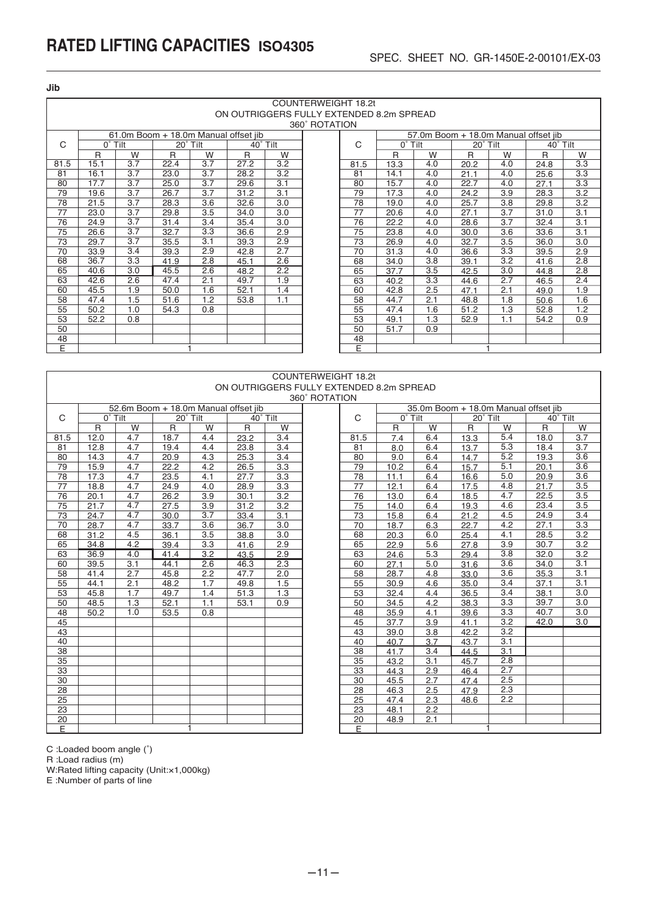# RATED LIFTING CAPACITIES ISO4305

SPEC. SHEET NO. GR-1450E-2-00101/EX-03

**Jib**

COUNTERWEIGHT 18.2t
ON OUTRIGGERS FULLY EXTENDED 8.2m SPREAD
360° ROTATION

| C | 61.0m Boom + 18.0m Manual offset jib | | | | | |
|---|---|---|---|---|---|---|
| | 0° Tilt | | 20° Tilt | | 40° Tilt | |
| | R | W | R | W | R | W |
| 81.5 | 15.1 | 3.7 | 22.4 | 3.7 | 27.2 | 3.2 |
| 81 | 16.1 | 3.7 | 23.0 | 3.7 | 28.2 | 3.2 |
| 80 | 17.7 | 3.7 | 25.0 | 3.7 | 29.6 | 3.1 |
| 79 | 19.6 | 3.7 | 26.7 | 3.7 | 31.2 | 3.1 |
| 78 | 21.5 | 3.7 | 28.3 | 3.6 | 32.6 | 3.0 |
| 77 | 23.0 | 3.7 | 29.8 | 3.5 | 34.0 | 3.0 |
| 76 | 24.9 | 3.7 | 31.4 | 3.4 | 35.4 | 3.0 |
| 75 | 26.6 | 3.7 | 32.7 | 3.3 | 36.6 | 2.9 |
| 73 | 29.7 | 3.7 | 35.5 | 3.1 | 39.3 | 2.9 |
| 70 | 33.9 | 3.4 | 39.3 | 2.9 | 42.8 | 2.7 |
| 68 | 36.7 | 3.3 | 41.9 | 2.8 | 45.1 | 2.6 |
| 65 | 40.6 | 3.0 | 45.5 | 2.6 | 48.2 | 2.2 |
| 63 | 42.6 | 2.6 | 47.4 | 2.1 | 49.7 | 1.9 |
| 60 | 45.5 | 1.9 | 50.0 | 1.6 | 52.1 | 1.4 |
| 58 | 47.4 | 1.5 | 51.6 | 1.2 | 53.8 | 1.1 |
| 55 | 50.2 | 1.0 | 54.3 | 0.8 | | |
| 53 | 52.2 | 0.8 | | | | |
| 50 | | | | | | |
| 48 | | | | | | |
| E | 1 | | | | | |

| C | 57.0m Boom + 18.0m Manual offset jib | | | | | |
|---|---|---|---|---|---|---|
| | 0° Tilt | | 20° Tilt | | 40° Tilt | |
| | R | W | R | W | R | W |
| 81.5 | 13.3 | 4.0 | 20.2 | 4.0 | 24.8 | 3.3 |
| 81 | 14.1 | 4.0 | 21.1 | 4.0 | 25.6 | 3.3 |
| 80 | 15.7 | 4.0 | 22.7 | 4.0 | 27.1 | 3.3 |
| 79 | 17.3 | 4.0 | 24.2 | 3.9 | 28.3 | 3.2 |
| 78 | 19.0 | 4.0 | 25.7 | 3.8 | 29.8 | 3.2 |
| 77 | 20.6 | 4.0 | 27.1 | 3.7 | 31.0 | 3.1 |
| 76 | 22.2 | 4.0 | 28.6 | 3.7 | 32.4 | 3.1 |
| 75 | 23.8 | 4.0 | 30.0 | 3.6 | 33.6 | 3.1 |
| 73 | 26.9 | 4.0 | 32.7 | 3.5 | 36.0 | 3.0 |
| 70 | 31.3 | 4.0 | 36.6 | 3.3 | 39.5 | 2.9 |
| 68 | 34.0 | 3.8 | 39.1 | 3.2 | 41.6 | 2.8 |
| 65 | 37.7 | 3.5 | 42.5 | 3.0 | 44.8 | 2.8 |
| 63 | 40.2 | 3.3 | 44.6 | 2.7 | 46.5 | 2.4 |
| 60 | 42.8 | 2.5 | 47.1 | 2.1 | 49.0 | 1.9 |
| 58 | 44.7 | 2.1 | 48.8 | 1.8 | 50.6 | 1.6 |
| 55 | 47.4 | 1.6 | 51.2 | 1.3 | 52.8 | 1.2 |
| 53 | 49.1 | 1.3 | 52.9 | 1.1 | 54.2 | 0.9 |
| 50 | 51.7 | 0.9 | | | | |
| 48 | | | | | | |
| E | 1 | | | | | |

COUNTERWEIGHT 18.2t
ON OUTRIGGERS FULLY EXTENDED 8.2m SPREAD
360° ROTATION

| C | 52.6m Boom + 18.0m Manual offset jib | | | | | |
|---|---|---|---|---|---|---|
| | 0° Tilt | | 20° Tilt | | 40° Tilt | |
| | R | W | R | W | R | W |
| 81.5 | 12.0 | 4.7 | 18.7 | 4.4 | 23.2 | 3.4 |
| 81 | 12.8 | 4.7 | 19.4 | 4.4 | 23.8 | 3.4 |
| 80 | 14.3 | 4.7 | 20.9 | 4.3 | 25.3 | 3.4 |
| 79 | 15.9 | 4.7 | 22.2 | 4.2 | 26.5 | 3.3 |
| 78 | 17.3 | 4.7 | 23.5 | 4.1 | 27.7 | 3.3 |
| 77 | 18.8 | 4.7 | 24.9 | 4.0 | 28.9 | 3.3 |
| 76 | 20.1 | 4.7 | 26.2 | 3.9 | 30.1 | 3.2 |
| 75 | 21.7 | 4.7 | 27.5 | 3.9 | 31.2 | 3.2 |
| 73 | 24.7 | 4.7 | 30.0 | 3.7 | 33.4 | 3.1 |
| 70 | 28.7 | 4.7 | 33.7 | 3.6 | 36.7 | 3.0 |
| 68 | 31.2 | 4.5 | 36.1 | 3.5 | 38.8 | 3.0 |
| 65 | 34.8 | 4.2 | 39.4 | 3.3 | 41.6 | 2.9 |
| 63 | 36.9 | 4.0 | 41.4 | 3.2 | 43.5 | 2.9 |
| 60 | 39.5 | 3.1 | 44.1 | 2.6 | 46.3 | 2.3 |
| 58 | 41.4 | 2.7 | 45.8 | 2.2 | 47.7 | 2.0 |
| 55 | 44.1 | 2.1 | 48.2 | 1.7 | 49.8 | 1.5 |
| 53 | 45.8 | 1.7 | 49.7 | 1.4 | 51.3 | 1.3 |
| 50 | 48.5 | 1.3 | 52.1 | 1.1 | 53.1 | 0.9 |
| 48 | 50.2 | 1.0 | 53.5 | 0.8 | | |
| 45 | | | | | | |
| 43 | | | | | | |
| 40 | | | | | | |
| 38 | | | | | | |
| 35 | | | | | | |
| 33 | | | | | | |
| 30 | | | | | | |
| 28 | | | | | | |
| 25 | | | | | | |
| 23 | | | | | | |
| 20 | | | | | | |
| E | 1 | | | | | |

| C | 35.0m Boom + 18.0m Manual offset jib | | | | | |
|---|---|---|---|---|---|---|
| | 0° Tilt | | 20° Tilt | | 40° Tilt | |
| | R | W | R | W | R | W |
| 81.5 | 7.4 | 6.4 | 13.3 | 5.4 | 18.0 | 3.7 |
| 81 | 8.0 | 6.4 | 13.7 | 5.3 | 18.4 | 3.7 |
| 80 | 9.0 | 6.4 | 14.7 | 5.2 | 19.3 | 3.6 |
| 79 | 10.2 | 6.4 | 15.7 | 5.1 | 20.1 | 3.6 |
| 78 | 11.1 | 6.4 | 16.6 | 5.0 | 20.9 | 3.6 |
| 77 | 12.1 | 6.4 | 17.5 | 4.8 | 21.7 | 3.5 |
| 76 | 13.0 | 6.4 | 18.5 | 4.7 | 22.5 | 3.5 |
| 75 | 14.0 | 6.4 | 19.3 | 4.6 | 23.4 | 3.5 |
| 73 | 15.8 | 6.4 | 21.2 | 4.5 | 24.9 | 3.4 |
| 70 | 18.7 | 6.3 | 22.7 | 4.2 | 27.1 | 3.3 |
| 68 | 20.3 | 6.0 | 25.4 | 4.1 | 28.5 | 3.2 |
| 65 | 22.9 | 5.6 | 27.8 | 3.9 | 30.7 | 3.2 |
| 63 | 24.6 | 5.3 | 29.4 | 3.8 | 32.0 | 3.2 |
| 60 | 27.1 | 5.0 | 31.6 | 3.6 | 34.0 | 3.1 |
| 58 | 28.7 | 4.8 | 33.0 | 3.6 | 35.3 | 3.1 |
| 55 | 30.9 | 4.6 | 35.0 | 3.4 | 37.1 | 3.1 |
| 53 | 32.4 | 4.4 | 36.5 | 3.4 | 38.1 | 3.0 |
| 50 | 34.5 | 4.2 | 38.3 | 3.3 | 39.7 | 3.0 |
| 48 | 35.9 | 4.1 | 39.6 | 3.3 | 40.7 | 3.0 |
| 45 | 37.7 | 3.9 | 41.1 | 3.2 | 42.0 | 3.0 |
| 43 | 39.0 | 3.8 | 42.2 | 3.2 | | |
| 40 | 40.7 | 3.7 | 43.7 | 3.1 | | |
| 38 | 41.7 | 3.4 | 44.5 | 3.1 | | |
| 35 | 43.2 | 3.1 | 45.7 | 2.8 | | |
| 33 | 44.3 | 2.9 | 46.4 | 2.7 | | |
| 30 | 45.5 | 2.7 | 47.4 | 2.5 | | |
| 28 | 46.3 | 2.5 | 47.9 | 2.3 | | |
| 25 | 47.4 | 2.3 | 48.6 | 2.2 | | |
| 23 | 48.1 | 2.2 | | | | |
| 20 | 48.9 | 2.1 | | | | |
| E | 1 | | | | | |

C :Loaded boom angle (°)
R :Load radius (m)
W:Rated lifting capacity (Unit:×1,000kg)
E :Number of parts of line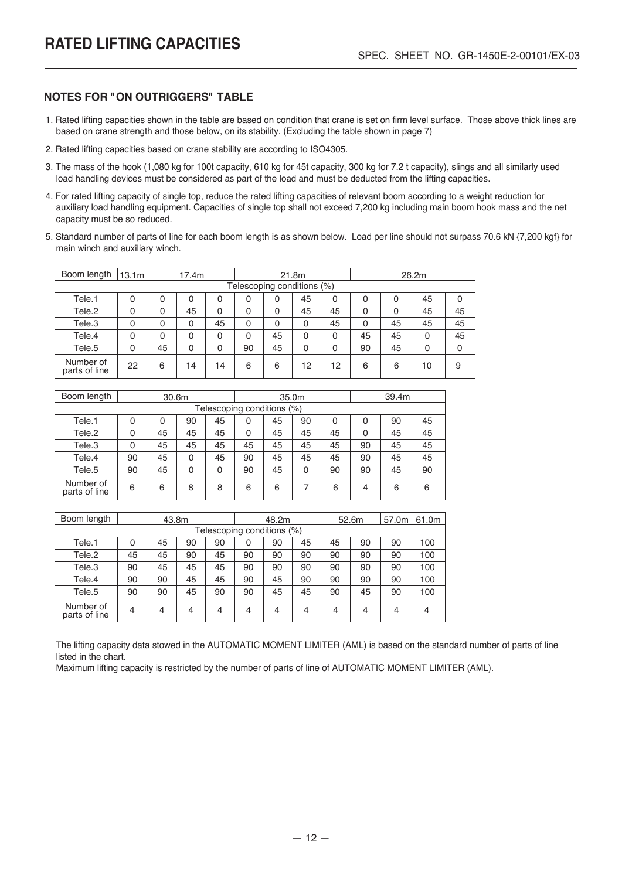# RATED LIFTING CAPACITIES

SPEC. SHEET NO. GR-1450E-2-00101/EX-03

### NOTES FOR "ON OUTRIGGERS" TABLE

1. Rated lifting capacities shown in the table are based on condition that crane is set on firm level surface. Those above thick lines are based on crane strength and those below, on its stability. (Excluding the table shown in page 7)
2. Rated lifting capacities based on crane stability are according to ISO4305.
3. The mass of the hook (1,080 kg for 100t capacity, 610 kg for 45t capacity, 300 kg for 7.2 t capacity), slings and all similarly used load handling devices must be considered as part of the load and must be deducted from the lifting capacities.
4. For rated lifting capacity of single top, reduce the rated lifting capacities of relevant boom according to a weight reduction for auxiliary load handling equipment. Capacities of single top shall not exceed 7,200 kg including main boom hook mass and the net capacity must be so reduced.
5. Standard number of parts of line for each boom length is as shown below. Load per line should not surpass 70.6 kN {7,200 kgf} for main winch and auxiliary winch.

| Boom length | 13.1m | 17.4m | | | 21.8m | | | | 26.2m | | | |
|---|---|---|---|---|---|---|---|---|---|---|---|---|
| Telescoping conditions (%) | | | | | | | | | | | | |
| Tele.1 | 0 | 0 | 0 | 0 | 0 | 0 | 45 | 0 | 0 | 0 | 45 | 0 |
| Tele.2 | 0 | 0 | 45 | 0 | 0 | 0 | 45 | 45 | 0 | 0 | 45 | 45 |
| Tele.3 | 0 | 0 | 0 | 45 | 0 | 0 | 0 | 45 | 0 | 45 | 45 | 45 |
| Tele.4 | 0 | 0 | 0 | 0 | 0 | 45 | 0 | 0 | 45 | 45 | 0 | 45 |
| Tele.5 | 0 | 45 | 0 | 0 | 90 | 45 | 0 | 0 | 90 | 45 | 0 | 0 |
| Number of parts of line | 22 | 6 | 14 | 14 | 6 | 6 | 12 | 12 | 6 | 6 | 10 | 9 |

| Boom length | 30.6m | | | | 35.0m | | | | 39.4m | | |
|---|---|---|---|---|---|---|---|---|---|---|---|
| Telescoping conditions (%) | | | | | | | | | | | |
| Tele.1 | 0 | 0 | 90 | 45 | 0 | 45 | 90 | 0 | 0 | 90 | 45 |
| Tele.2 | 0 | 45 | 45 | 45 | 0 | 45 | 45 | 45 | 0 | 45 | 45 |
| Tele.3 | 0 | 45 | 45 | 45 | 45 | 45 | 45 | 45 | 90 | 45 | 45 |
| Tele.4 | 90 | 45 | 0 | 45 | 90 | 45 | 45 | 45 | 90 | 45 | 45 |
| Tele.5 | 90 | 45 | 0 | 0 | 90 | 45 | 0 | 90 | 90 | 45 | 90 |
| Number of parts of line | 6 | 6 | 8 | 8 | 6 | 6 | 7 | 6 | 4 | 6 | 6 |

| Boom length | 43.8m | | | | 48.2m | | | 52.6m | | 57.0m | 61.0m |
|---|---|---|---|---|---|---|---|---|---|---|---|
| Telescoping conditions (%) | | | | | | | | | | | |
| Tele.1 | 0 | 45 | 90 | 90 | 0 | 90 | 45 | 45 | 90 | 90 | 100 |
| Tele.2 | 45 | 45 | 90 | 45 | 90 | 90 | 90 | 90 | 90 | 90 | 100 |
| Tele.3 | 90 | 45 | 45 | 45 | 90 | 90 | 90 | 90 | 90 | 90 | 100 |
| Tele.4 | 90 | 90 | 45 | 45 | 90 | 45 | 90 | 90 | 90 | 90 | 100 |
| Tele.5 | 90 | 90 | 45 | 90 | 90 | 45 | 45 | 90 | 45 | 90 | 100 |
| Number of parts of line | 4 | 4 | 4 | 4 | 4 | 4 | 4 | 4 | 4 | 4 | 4 |

The lifting capacity data stowed in the AUTOMATIC MOMENT LIMITER (AML) is based on the standard number of parts of line listed in the chart.
Maximum lifting capacity is restricted by the number of parts of line of AUTOMATIC MOMENT LIMITER (AML).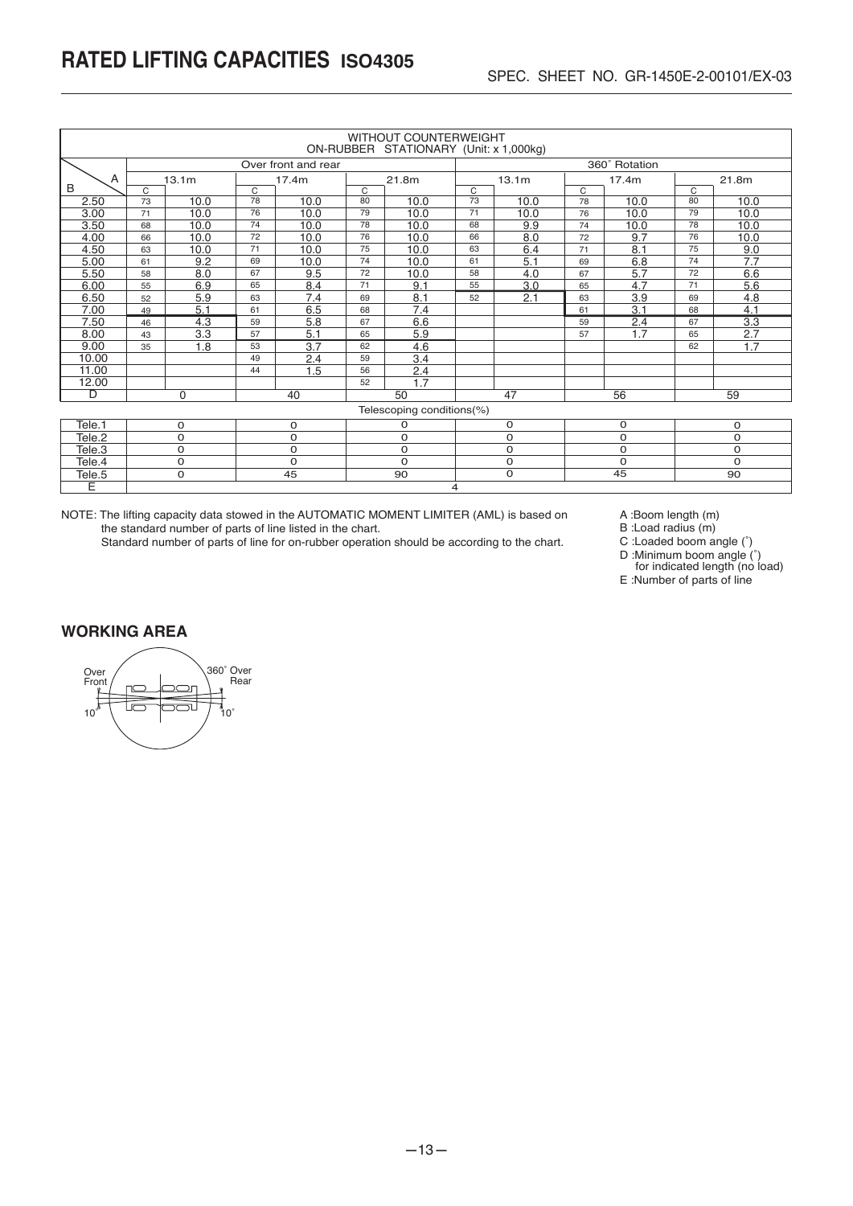# RATED LIFTING CAPACITIES ISO4305

SPEC. SHEET NO. GR-1450E-2-00101/EX-03

WITHOUT COUNTERWEIGHT
ON-RUBBER STATIONARY (Unit: x 1,000kg)

| B \ A | Over front and rear | | | | | | 360° Rotation | | | | | |
|---|---|---|---|---|---|---|---|---|---|---|---|---|
| | 13.1m | | 17.4m | | 21.8m | | 13.1m | | 17.4m | | 21.8m | |
| | C | | C | | C | | C | | C | | C | |
| 2.50 | 73 | 10.0 | 78 | 10.0 | 80 | 10.0 | 73 | 10.0 | 78 | 10.0 | 80 | 10.0 |
| 3.00 | 71 | 10.0 | 76 | 10.0 | 79 | 10.0 | 71 | 10.0 | 76 | 10.0 | 79 | 10.0 |
| 3.50 | 68 | 10.0 | 74 | 10.0 | 78 | 10.0 | 68 | 9.9 | 74 | 10.0 | 78 | 10.0 |
| 4.00 | 66 | 10.0 | 72 | 10.0 | 76 | 10.0 | 66 | 8.0 | 72 | 9.7 | 76 | 10.0 |
| 4.50 | 63 | 10.0 | 71 | 10.0 | 75 | 10.0 | 63 | 6.4 | 71 | 8.1 | 75 | 9.0 |
| 5.00 | 61 | 9.2 | 69 | 10.0 | 74 | 10.0 | 61 | 5.1 | 69 | 6.8 | 74 | 7.7 |
| 5.50 | 58 | 8.0 | 67 | 9.5 | 72 | 10.0 | 58 | 4.0 | 67 | 5.7 | 72 | 6.6 |
| 6.00 | 55 | 6.9 | 65 | 8.4 | 71 | 9.1 | 55 | 3.0 | 65 | 4.7 | 71 | 5.6 |
| 6.50 | 52 | 5.9 | 63 | 7.4 | 69 | 8.1 | 52 | 2.1 | 63 | 3.9 | 69 | 4.8 |
| 7.00 | 49 | 5.1 | 61 | 6.5 | 68 | 7.4 | | | 61 | 3.1 | 68 | 4.1 |
| 7.50 | 46 | 4.3 | 59 | 5.8 | 67 | 6.6 | | | 59 | 2.4 | 67 | 3.3 |
| 8.00 | 43 | 3.3 | 57 | 5.1 | 65 | 5.9 | | | 57 | 1.7 | 65 | 2.7 |
| 9.00 | 35 | 1.8 | 53 | 3.7 | 62 | 4.6 | | | | | 62 | 1.7 |
| 10.00 | | | 49 | 2.4 | 59 | 3.4 | | | | | | |
| 11.00 | | | 44 | 1.5 | 56 | 2.4 | | | | | | |
| 12.00 | | | | | 52 | 1.7 | | | | | | |
| D | 0 | | 40 | | 50 | | 47 | | 56 | | 59 | |
| Telescoping conditions(%) | | | | | | | | | | | | |
| Tele.1 | 0 | | 0 | | 0 | | 0 | | 0 | | 0 | |
| Tele.2 | 0 | | 0 | | 0 | | 0 | | 0 | | 0 | |
| Tele.3 | 0 | | 0 | | 0 | | 0 | | 0 | | 0 | |
| Tele.4 | 0 | | 0 | | 0 | | 0 | | 0 | | 0 | |
| Tele.5 | 0 | | 45 | | 90 | | 0 | | 45 | | 90 | |
| E | 4 | | | | | | | | | | | |

NOTE: The lifting capacity data stowed in the AUTOMATIC MOMENT LIMITER (AML) is based on the standard number of parts of line listed in the chart.
Standard number of parts of line for on-rubber operation should be according to the chart.

A :Boom length (m)
B :Load radius (m)
C :Loaded boom angle (°)
D :Minimum boom angle (°) for indicated length (no load)
E :Number of parts of line

## WORKING AREA

Over Front
360° Over Rear
10°
10°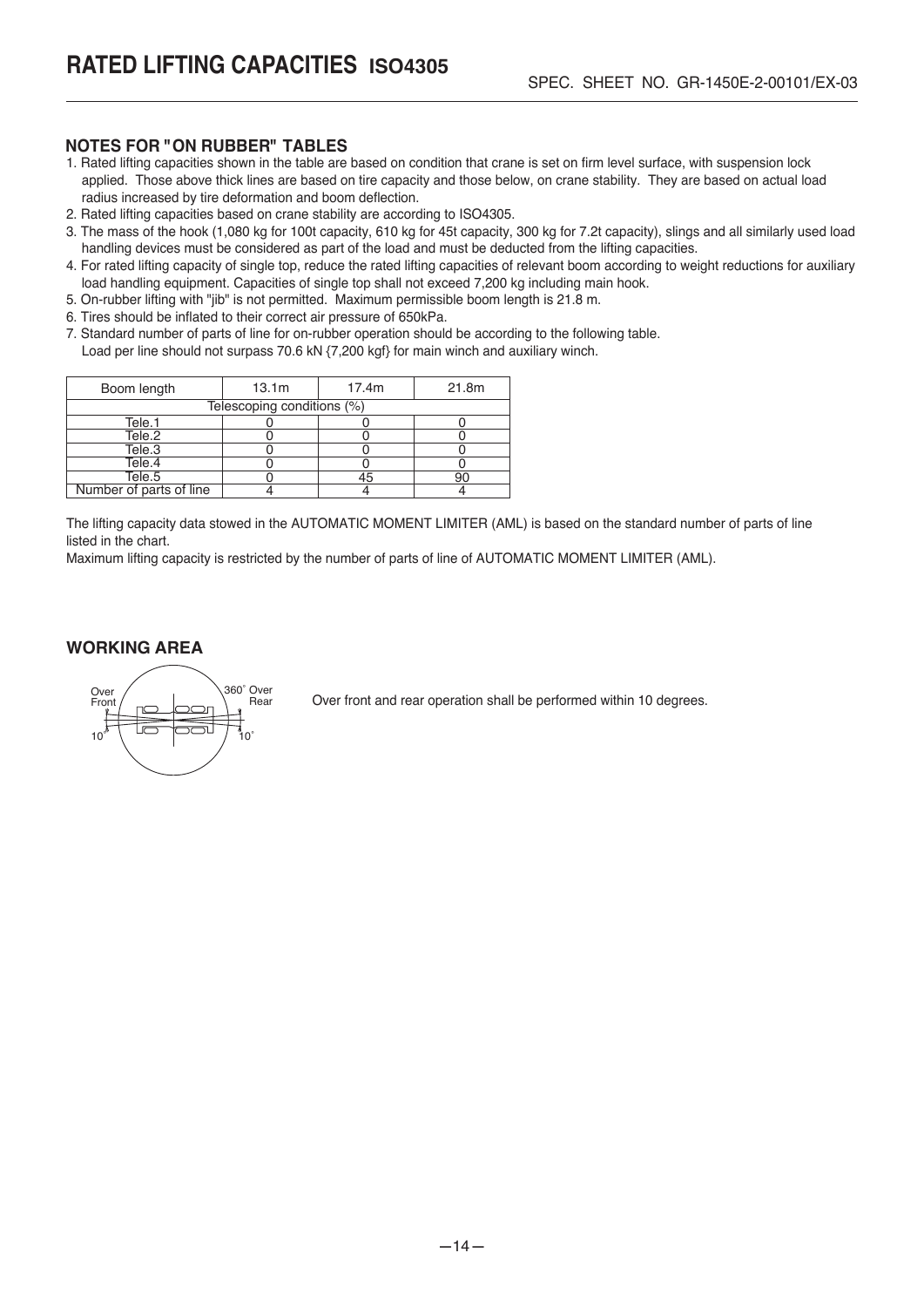# RATED LIFTING CAPACITIES ISO4305

SPEC. SHEET NO. GR-1450E-2-00101/EX-03

### NOTES FOR "ON RUBBER" TABLES

1. Rated lifting capacities shown in the table are based on condition that crane is set on firm level surface, with suspension lock applied. Those above thick lines are based on tire capacity and those below, on crane stability. They are based on actual load radius increased by tire deformation and boom deflection.
2. Rated lifting capacities based on crane stability are according to ISO4305.
3. The mass of the hook (1,080 kg for 100t capacity, 610 kg for 45t capacity, 300 kg for 7.2t capacity), slings and all similarly used load handling devices must be considered as part of the load and must be deducted from the lifting capacities.
4. For rated lifting capacity of single top, reduce the rated lifting capacities of relevant boom according to weight reductions for auxiliary load handling equipment. Capacities of single top shall not exceed 7,200 kg including main hook.
5. On-rubber lifting with "jib" is not permitted. Maximum permissible boom length is 21.8 m.
6. Tires should be inflated to their correct air pressure of 650kPa.
7. Standard number of parts of line for on-rubber operation should be according to the following table.
   Load per line should not surpass 70.6 kN {7,200 kgf} for main winch and auxiliary winch.

| Boom length | 13.1m | 17.4m | 21.8m |
|---|---|---|---|
| Telescoping conditions (%) | | | |
| Tele.1 | 0 | 0 | 0 |
| Tele.2 | 0 | 0 | 0 |
| Tele.3 | 0 | 0 | 0 |
| Tele.4 | 0 | 0 | 0 |
| Tele.5 | 0 | 45 | 90 |
| Number of parts of line | 4 | 4 | 4 |

The lifting capacity data stowed in the AUTOMATIC MOMENT LIMITER (AML) is based on the standard number of parts of line listed in the chart.

Maximum lifting capacity is restricted by the number of parts of line of AUTOMATIC MOMENT LIMITER (AML).

### WORKING AREA

Over Front 10° — 360° Over Rear 10°

Over front and rear operation shall be performed within 10 degrees.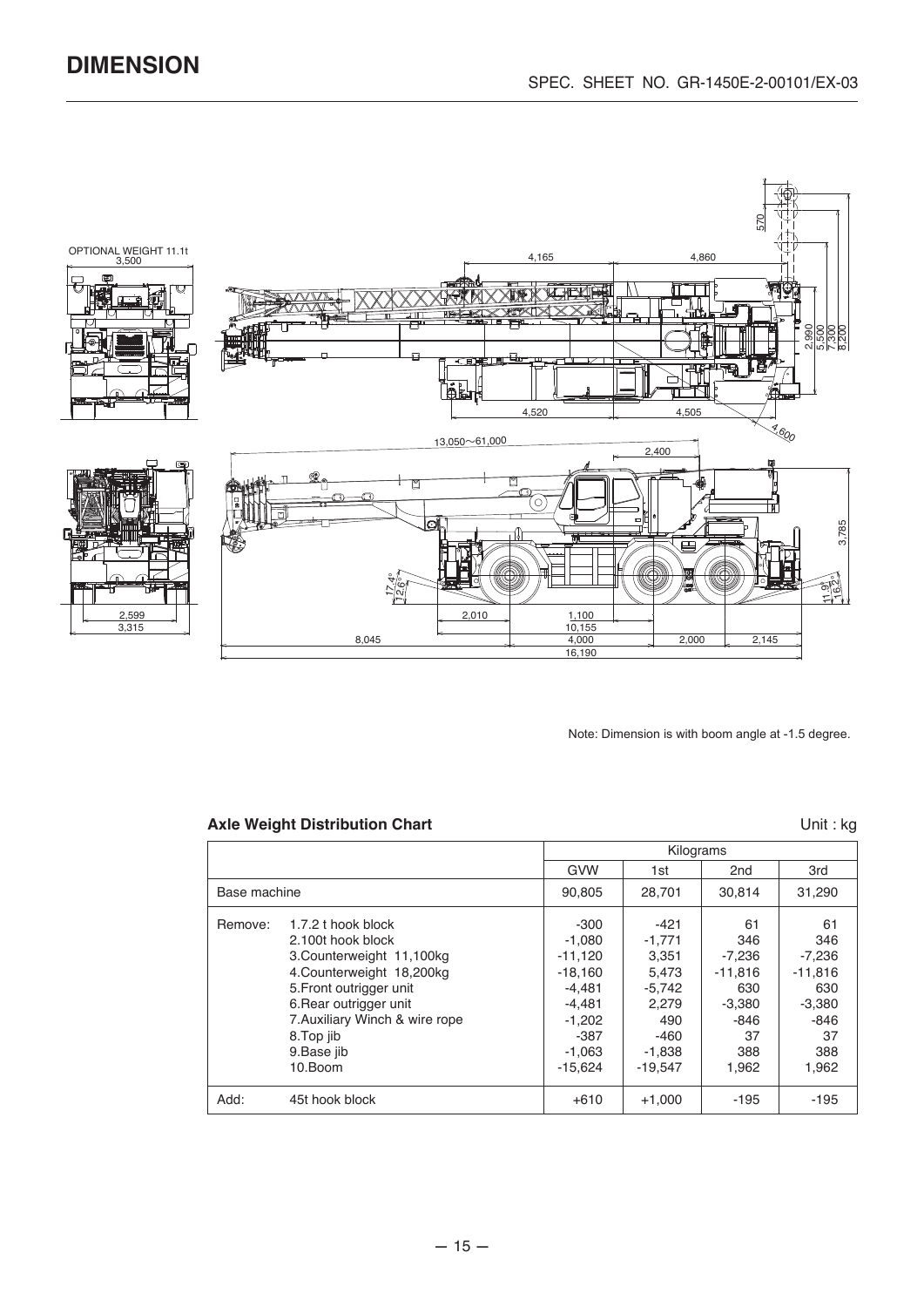# DIMENSION

SPEC. SHEET NO. GR-1450E-2-00101/EX-03

Note: Dimension is with boom angle at -1.5 degree.

**Axle Weight Distribution Chart**

Unit : kg

| | | Kilograms | | | |
|---|---|---|---|---|---|
| | | GVW | 1st | 2nd | 3rd |
| Base machine | | 90,805 | 28,701 | 30,814 | 31,290 |
| Remove: | 1.7.2 t hook block | -300 | -421 | 61 | 61 |
| | 2.100t hook block | -1,080 | -1,771 | 346 | 346 |
| | 3.Counterweight 11,100kg | -11,120 | 3,351 | -7,236 | -7,236 |
| | 4.Counterweight 18,200kg | -18,160 | 5,473 | -11,816 | -11,816 |
| | 5.Front outrigger unit | -4,481 | -5,742 | 630 | 630 |
| | 6.Rear outrigger unit | -4,481 | 2,279 | -3,380 | -3,380 |
| | 7.Auxiliary Winch & wire rope | -1,202 | 490 | -846 | -846 |
| | 8.Top jib | -387 | -460 | 37 | 37 |
| | 9.Base jib | -1,063 | -1,838 | 388 | 388 |
| | 10.Boom | -15,624 | -19,547 | 1,962 | 1,962 |
| Add: | 45t hook block | +610 | +1,000 | -195 | -195 |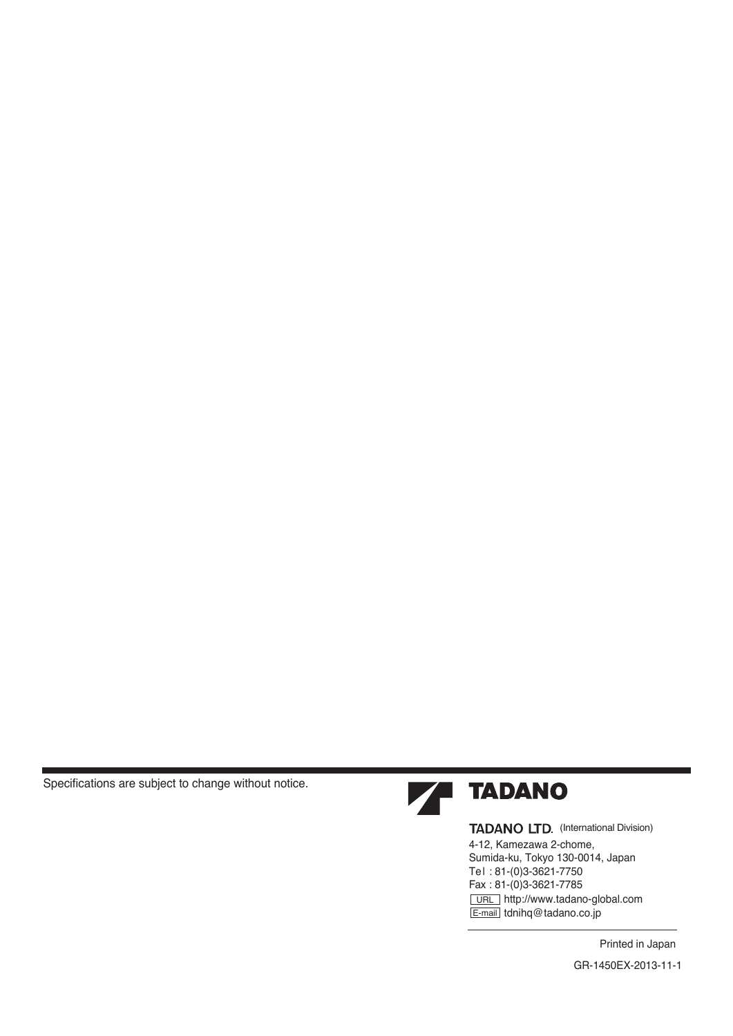Specifications are subject to change without notice.

**TADANO**

**TADANO LTD.** (International Division)

4-12, Kamezawa 2-chome,
Sumida-ku, Tokyo 130-0014, Japan
Tel : 81-(0)3-3621-7750
Fax : 81-(0)3-3621-7785
URL http://www.tadano-global.com
E-mail tdnihq@tadano.co.jp

Printed in Japan

GR-1450EX-2013-11-1